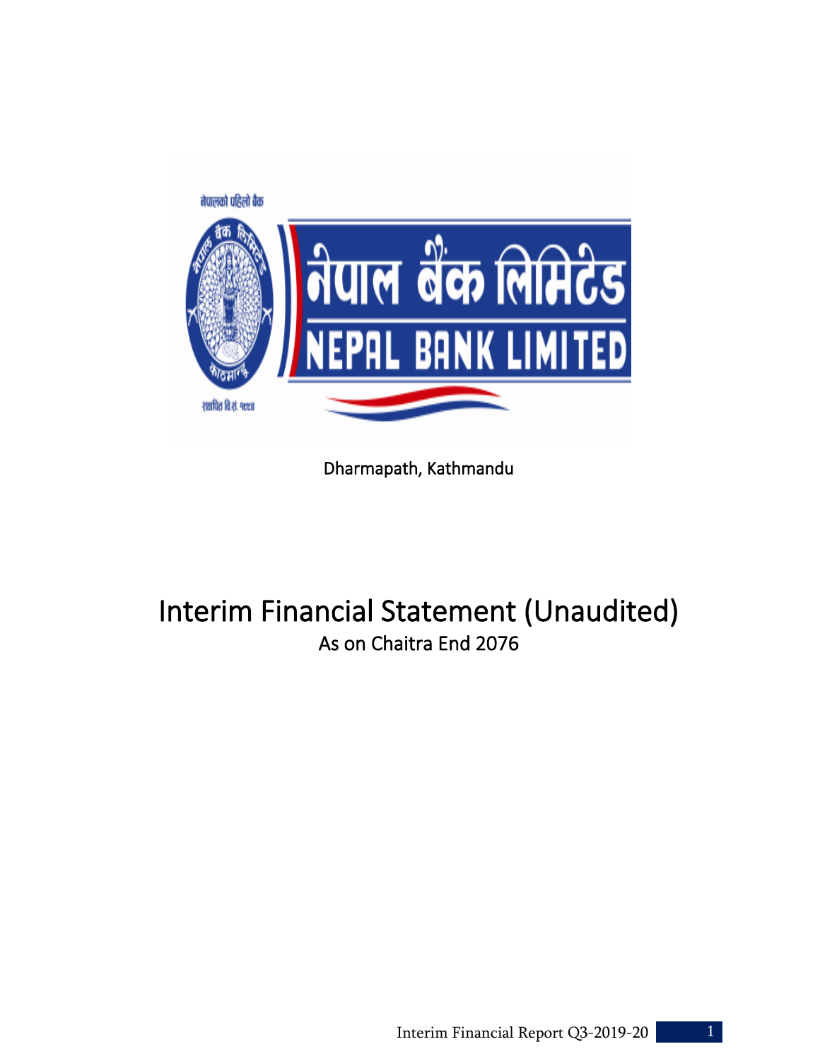नेपालको पहिलो बैंक

नेपाल बैंक लिमिटेड

NEPAL BANK LIMITED

स्थापित वि.सं. १९९४

Dharmapath, Kathmandu

# Interim Financial Statement (Unaudited)

## As on Chaitra End 2076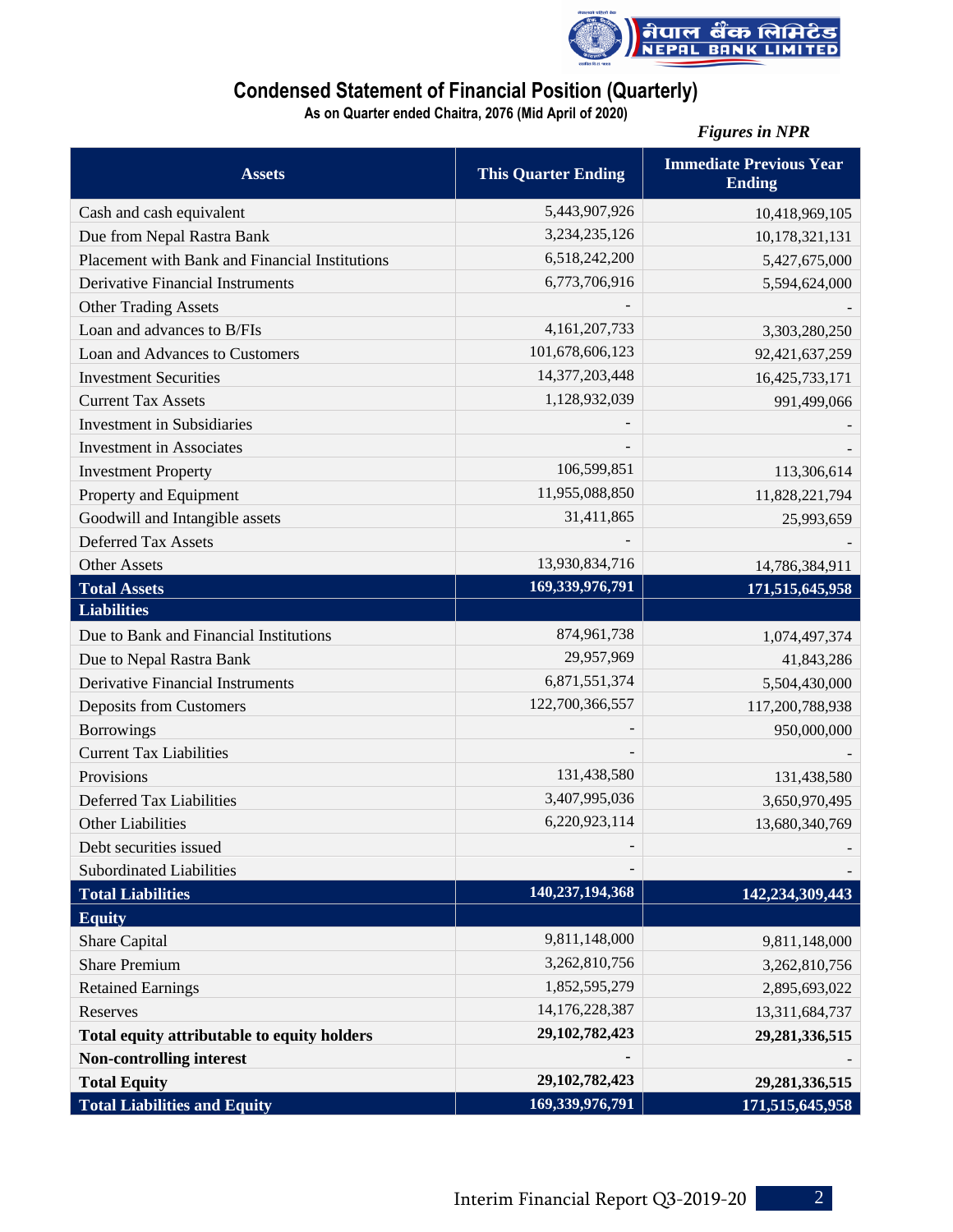# Condensed Statement of Financial Position (Quarterly)

**As on Quarter ended Chaitra, 2076 (Mid April of 2020)**

*Figures in NPR*

| Assets | This Quarter Ending | Immediate Previous Year Ending |
|---|---|---|
| Cash and cash equivalent | 5,443,907,926 | 10,418,969,105 |
| Due from Nepal Rastra Bank | 3,234,235,126 | 10,178,321,131 |
| Placement with Bank and Financial Institutions | 6,518,242,200 | 5,427,675,000 |
| Derivative Financial Instruments | 6,773,706,916 | 5,594,624,000 |
| Other Trading Assets | - | - |
| Loan and advances to B/FIs | 4,161,207,733 | 3,303,280,250 |
| Loan and Advances to Customers | 101,678,606,123 | 92,421,637,259 |
| Investment Securities | 14,377,203,448 | 16,425,733,171 |
| Current Tax Assets | 1,128,932,039 | 991,499,066 |
| Investment in Subsidiaries | - | - |
| Investment in Associates | - | - |
| Investment Property | 106,599,851 | 113,306,614 |
| Property and Equipment | 11,955,088,850 | 11,828,221,794 |
| Goodwill and Intangible assets | 31,411,865 | 25,993,659 |
| Deferred Tax Assets | - | - |
| Other Assets | 13,930,834,716 | 14,786,384,911 |
| **Total Assets** | **169,339,976,791** | **171,515,645,958** |
| **Liabilities** | | |
| Due to Bank and Financial Institutions | 874,961,738 | 1,074,497,374 |
| Due to Nepal Rastra Bank | 29,957,969 | 41,843,286 |
| Derivative Financial Instruments | 6,871,551,374 | 5,504,430,000 |
| Deposits from Customers | 122,700,366,557 | 117,200,788,938 |
| Borrowings | - | 950,000,000 |
| Current Tax Liabilities | - | - |
| Provisions | 131,438,580 | 131,438,580 |
| Deferred Tax Liabilities | 3,407,995,036 | 3,650,970,495 |
| Other Liabilities | 6,220,923,114 | 13,680,340,769 |
| Debt securities issued | - | - |
| Subordinated Liabilities | - | - |
| **Total Liabilities** | **140,237,194,368** | **142,234,309,443** |
| **Equity** | | |
| Share Capital | 9,811,148,000 | 9,811,148,000 |
| Share Premium | 3,262,810,756 | 3,262,810,756 |
| Retained Earnings | 1,852,595,279 | 2,895,693,022 |
| Reserves | 14,176,228,387 | 13,311,684,737 |
| **Total equity attributable to equity holders** | **29,102,782,423** | **29,281,336,515** |
| **Non-controlling interest** | - | - |
| **Total Equity** | **29,102,782,423** | **29,281,336,515** |
| **Total Liabilities and Equity** | **169,339,976,791** | **171,515,645,958** |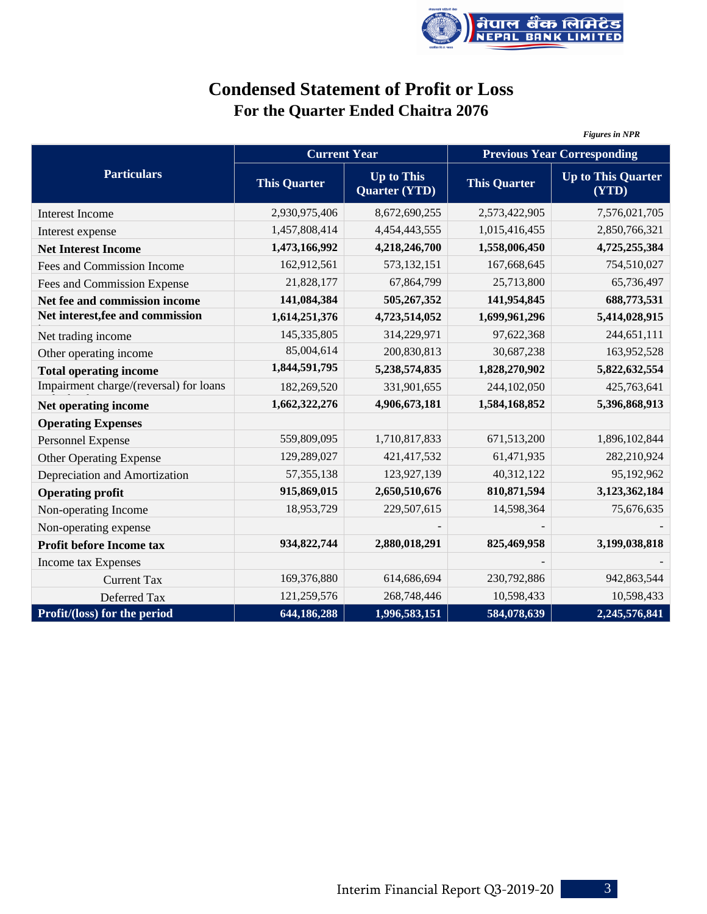# Condensed Statement of Profit or Loss

## For the Quarter Ended Chaitra 2076

*Figures in NPR*

| Particulars | Current Year | | Previous Year Corresponding | |
|---|---|---|---|---|
| | This Quarter | Up to This Quarter (YTD) | This Quarter | Up to This Quarter (YTD) |
| Interest Income | 2,930,975,406 | 8,672,690,255 | 2,573,422,905 | 7,576,021,705 |
| Interest expense | 1,457,808,414 | 4,454,443,555 | 1,015,416,455 | 2,850,766,321 |
| **Net Interest Income** | **1,473,166,992** | **4,218,246,700** | **1,558,006,450** | **4,725,255,384** |
| Fees and Commission Income | 162,912,561 | 573,132,151 | 167,668,645 | 754,510,027 |
| Fees and Commission Expense | 21,828,177 | 67,864,799 | 25,713,800 | 65,736,497 |
| **Net fee and commission income** | **141,084,384** | **505,267,352** | **141,954,845** | **688,773,531** |
| **Net interest,fee and commission** | **1,614,251,376** | **4,723,514,052** | **1,699,961,296** | **5,414,028,915** |
| Net trading income | 145,335,805 | 314,229,971 | 97,622,368 | 244,651,111 |
| Other operating income | 85,004,614 | 200,830,813 | 30,687,238 | 163,952,528 |
| **Total operating income** | **1,844,591,795** | **5,238,574,835** | **1,828,270,902** | **5,822,632,554** |
| Impairment charge/(reversal) for loans | 182,269,520 | 331,901,655 | 244,102,050 | 425,763,641 |
| **Net operating income** | **1,662,322,276** | **4,906,673,181** | **1,584,168,852** | **5,396,868,913** |
| **Operating Expenses** | | | | |
| Personnel Expense | 559,809,095 | 1,710,817,833 | 671,513,200 | 1,896,102,844 |
| Other Operating Expense | 129,289,027 | 421,417,532 | 61,471,935 | 282,210,924 |
| Depreciation and Amortization | 57,355,138 | 123,927,139 | 40,312,122 | 95,192,962 |
| **Operating profit** | **915,869,015** | **2,650,510,676** | **810,871,594** | **3,123,362,184** |
| Non-operating Income | 18,953,729 | 229,507,615 | 14,598,364 | 75,676,635 |
| Non-operating expense | | - | - | - |
| **Profit before Income tax** | **934,822,744** | **2,880,018,291** | **825,469,958** | **3,199,038,818** |
| Income tax Expenses | | | - | - |
| Current Tax | 169,376,880 | 614,686,694 | 230,792,886 | 942,863,544 |
| Deferred Tax | 121,259,576 | 268,748,446 | 10,598,433 | 10,598,433 |
| **Profit/(loss) for the period** | **644,186,288** | **1,996,583,151** | **584,078,639** | **2,245,576,841** |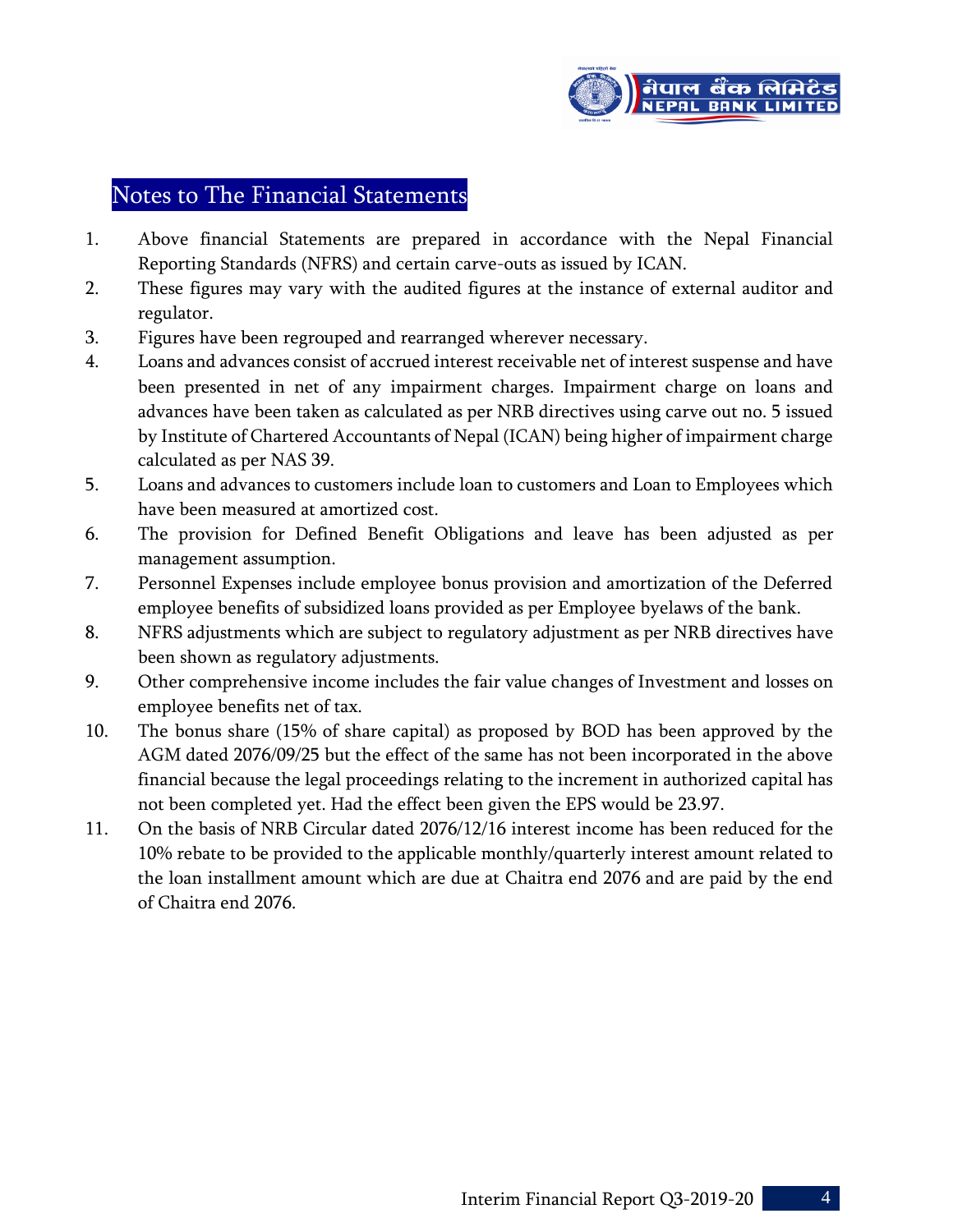## Notes to The Financial Statements

1. Above financial Statements are prepared in accordance with the Nepal Financial Reporting Standards (NFRS) and certain carve-outs as issued by ICAN.
2. These figures may vary with the audited figures at the instance of external auditor and regulator.
3. Figures have been regrouped and rearranged wherever necessary.
4. Loans and advances consist of accrued interest receivable net of interest suspense and have been presented in net of any impairment charges. Impairment charge on loans and advances have been taken as calculated as per NRB directives using carve out no. 5 issued by Institute of Chartered Accountants of Nepal (ICAN) being higher of impairment charge calculated as per NAS 39.
5. Loans and advances to customers include loan to customers and Loan to Employees which have been measured at amortized cost.
6. The provision for Defined Benefit Obligations and leave has been adjusted as per management assumption.
7. Personnel Expenses include employee bonus provision and amortization of the Deferred employee benefits of subsidized loans provided as per Employee byelaws of the bank.
8. NFRS adjustments which are subject to regulatory adjustment as per NRB directives have been shown as regulatory adjustments.
9. Other comprehensive income includes the fair value changes of Investment and losses on employee benefits net of tax.
10. The bonus share (15% of share capital) as proposed by BOD has been approved by the AGM dated 2076/09/25 but the effect of the same has not been incorporated in the above financial because the legal proceedings relating to the increment in authorized capital has not been completed yet. Had the effect been given the EPS would be 23.97.
11. On the basis of NRB Circular dated 2076/12/16 interest income has been reduced for the 10% rebate to be provided to the applicable monthly/quarterly interest amount related to the loan installment amount which are due at Chaitra end 2076 and are paid by the end of Chaitra end 2076.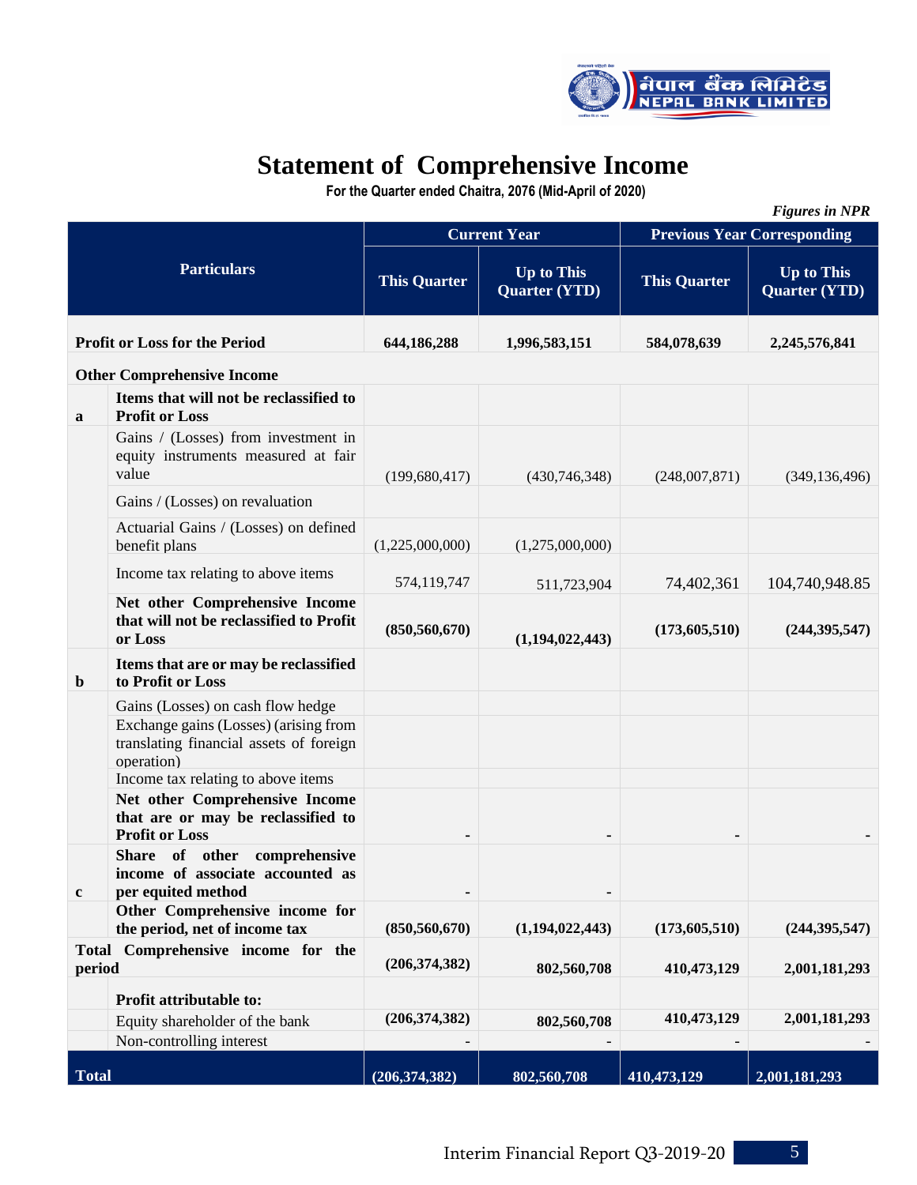# Statement of Comprehensive Income

**For the Quarter ended Chaitra, 2076 (Mid-April of 2020)**

*Figures in NPR*

| | Particulars | Current Year | | Previous Year Corresponding | |
|---|---|---|---|---|---|
| | | This Quarter | Up to This Quarter (YTD) | This Quarter | Up to This Quarter (YTD) |
| **Profit or Loss for the Period** | | **644,186,288** | **1,996,583,151** | **584,078,639** | **2,245,576,841** |
| **Other Comprehensive Income** | | | | | |
| **a** | **Items that will not be reclassified to Profit or Loss** | | | | |
| | Gains / (Losses) from investment in equity instruments measured at fair value | (199,680,417) | (430,746,348) | (248,007,871) | (349,136,496) |
| | Gains / (Losses) on revaluation | | | | |
| | Actuarial Gains / (Losses) on defined benefit plans | (1,225,000,000) | (1,275,000,000) | | |
| | Income tax relating to above items | 574,119,747 | 511,723,904 | 74,402,361 | 104,740,948.85 |
| | **Net other Comprehensive Income that will not be reclassified to Profit or Loss** | **(850,560,670)** | **(1,194,022,443)** | **(173,605,510)** | **(244,395,547)** |
| **b** | **Items that are or may be reclassified to Profit or Loss** | | | | |
| | Gains (Losses) on cash flow hedge | | | | |
| | Exchange gains (Losses) (arising from translating financial assets of foreign operation) | | | | |
| | Income tax relating to above items | | | | |
| | **Net other Comprehensive Income that are or may be reclassified to Profit or Loss** | **-** | **-** | **-** | **-** |
| **c** | **Share of other comprehensive income of associate accounted as per equited method** | **-** | **-** | | |
| | **Other Comprehensive income for the period, net of income tax** | **(850,560,670)** | **(1,194,022,443)** | **(173,605,510)** | **(244,395,547)** |
| **Total Comprehensive income for the period** | | **(206,374,382)** | **802,560,708** | **410,473,129** | **2,001,181,293** |
| | **Profit attributable to:** | | | | |
| | Equity shareholder of the bank | **(206,374,382)** | **802,560,708** | **410,473,129** | **2,001,181,293** |
| | Non-controlling interest | - | - | - | - |
| **Total** | | **(206,374,382)** | **802,560,708** | **410,473,129** | **2,001,181,293** |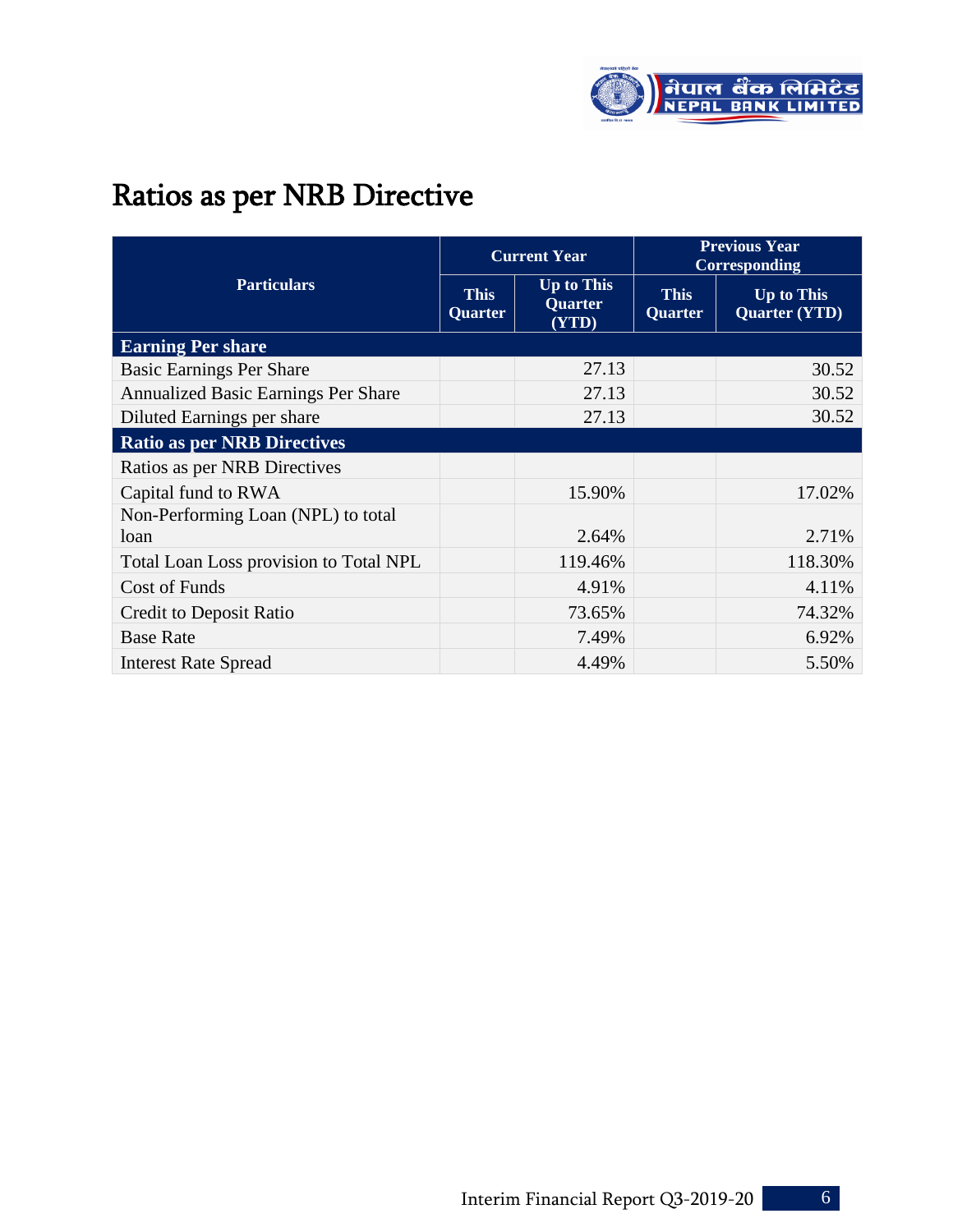# Ratios as per NRB Directive

| Particulars | Current Year | | Previous Year Corresponding | |
|---|---|---|---|---|
| | This Quarter | Up to This Quarter (YTD) | This Quarter | Up to This Quarter (YTD) |
| **Earning Per share** | | | | |
| Basic Earnings Per Share | | 27.13 | | 30.52 |
| Annualized Basic Earnings Per Share | | 27.13 | | 30.52 |
| Diluted Earnings per share | | 27.13 | | 30.52 |
| **Ratio as per NRB Directives** | | | | |
| Ratios as per NRB Directives | | | | |
| Capital fund to RWA | | 15.90% | | 17.02% |
| Non-Performing Loan (NPL) to total loan | | 2.64% | | 2.71% |
| Total Loan Loss provision to Total NPL | | 119.46% | | 118.30% |
| Cost of Funds | | 4.91% | | 4.11% |
| Credit to Deposit Ratio | | 73.65% | | 74.32% |
| Base Rate | | 7.49% | | 6.92% |
| Interest Rate Spread | | 4.49% | | 5.50% |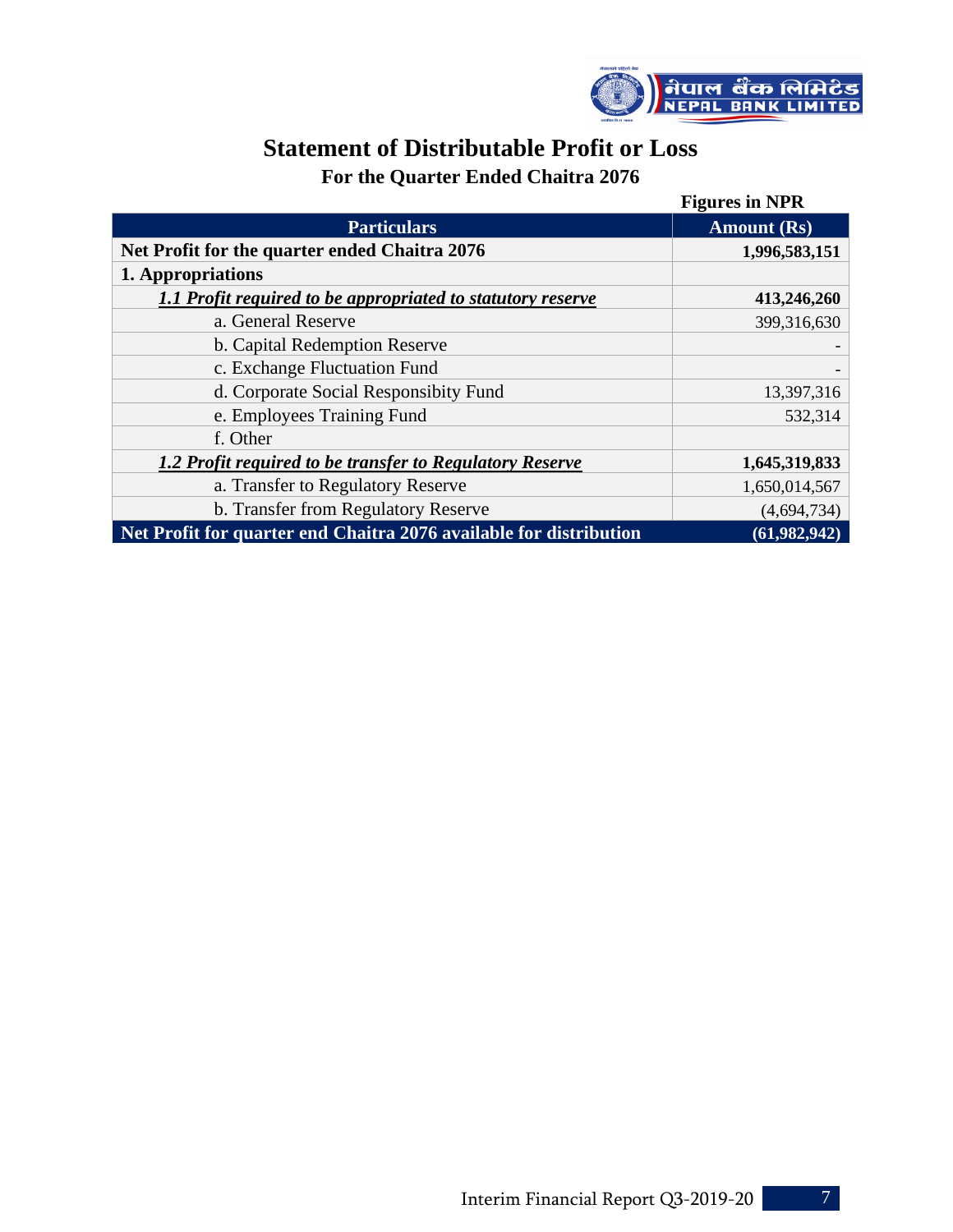# Statement of Distributable Profit or Loss

## For the Quarter Ended Chaitra 2076

**Figures in NPR**

| Particulars | Amount (Rs) |
|---|---|
| **Net Profit for the quarter ended Chaitra 2076** | **1,996,583,151** |
| **1. Appropriations** | |
| ***1.1 Profit required to be appropriated to statutory reserve*** | **413,246,260** |
| a. General Reserve | 399,316,630 |
| b. Capital Redemption Reserve | - |
| c. Exchange Fluctuation Fund | - |
| d. Corporate Social Responsibity Fund | 13,397,316 |
| e. Employees Training Fund | 532,314 |
| f. Other | |
| ***1.2 Profit required to be transfer to Regulatory Reserve*** | **1,645,319,833** |
| a. Transfer to Regulatory Reserve | 1,650,014,567 |
| b. Transfer from Regulatory Reserve | (4,694,734) |
| **Net Profit for quarter end Chaitra 2076 available for distribution** | **(61,982,942)** |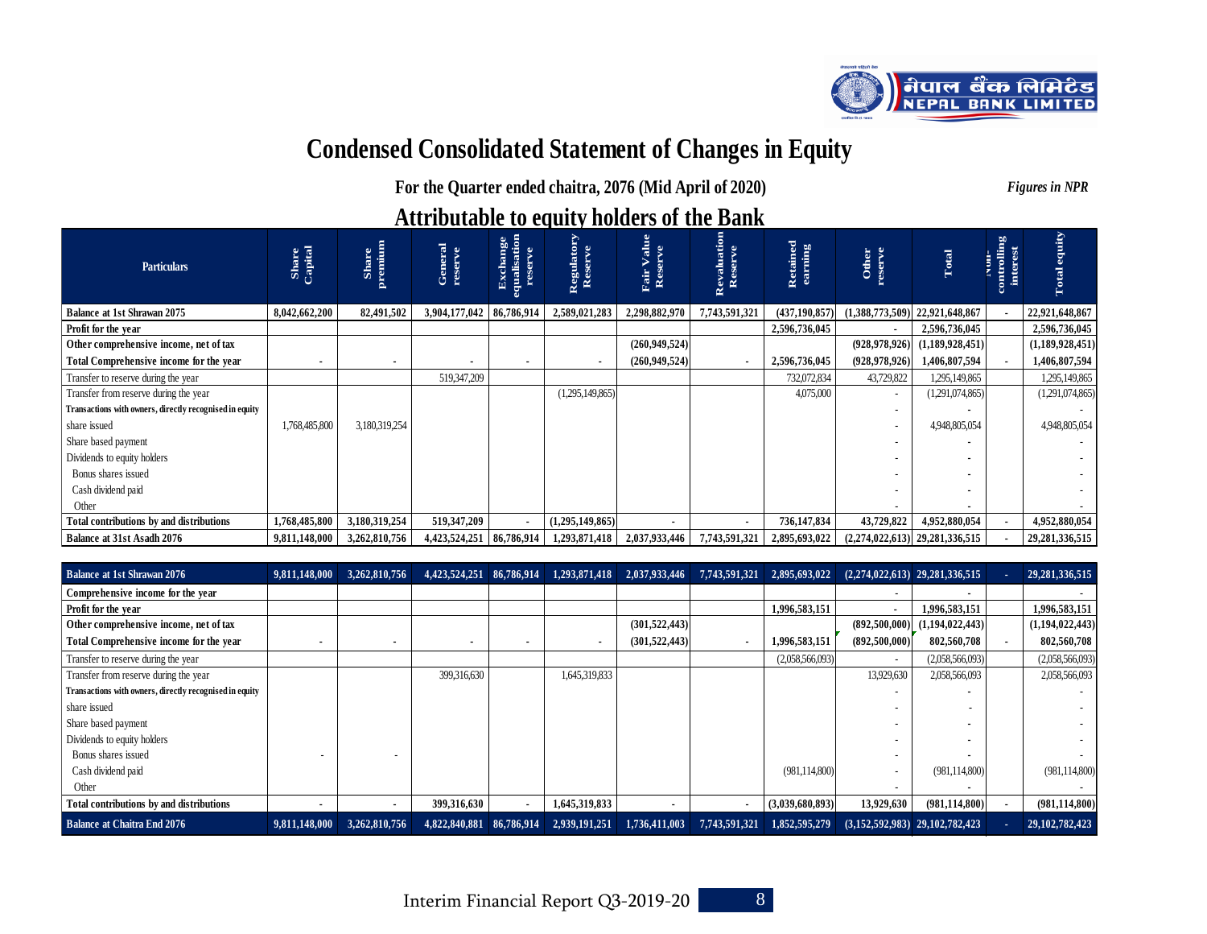# Condensed Consolidated Statement of Changes in Equity

**For the Quarter ended chaitra, 2076 (Mid April of 2020)**

*Figures in NPR*

## Attributable to equity holders of the Bank

| Particulars | Share Capital | Share premium | General reserve | Exchange equalisation reserve | Regulatory Reserve | Fair Value Reserve | Revaluation Reserve | Retained earning | Other reserve | Total | Non-controlling interest | Total equity |
|---|---|---|---|---|---|---|---|---|---|---|---|---|
| **Balance at 1st Shrawan 2075** | 8,042,662,200 | 82,491,502 | 3,904,177,042 | 86,786,914 | 2,589,021,283 | 2,298,882,970 | 7,743,591,321 | (437,190,857) | (1,388,773,509) | 22,921,648,867 | - | 22,921,648,867 |
| **Profit for the year** | | | | | | | | 2,596,736,045 | - | 2,596,736,045 | | 2,596,736,045 |
| **Other comprehensive income, net of tax** | | | | | | (260,949,524) | | | (928,978,926) | (1,189,928,451) | | (1,189,928,451) |
| **Total Comprehensive income for the year** | - | - | - | - | - | (260,949,524) | - | 2,596,736,045 | (928,978,926) | 1,406,807,594 | - | 1,406,807,594 |
| Transfer to reserve during the year | | | 519,347,209 | | | | | 732,072,834 | 43,729,822 | 1,295,149,865 | | 1,295,149,865 |
| Transfer from reserve during the year | | | | | (1,295,149,865) | | | 4,075,000 | - | (1,291,074,865) | | (1,291,074,865) |
| Transactions with owners, directly recognised in equity | | | | | | | | | - | - | | - |
| share issued | 1,768,485,800 | 3,180,319,254 | | | | | | | - | 4,948,805,054 | | 4,948,805,054 |
| Share based payment | | | | | | | | | - | - | | - |
| Dividends to equity holders | | | | | | | | | - | - | | - |
| Bonus shares issued | | | | | | | | | - | - | | - |
| Cash dividend paid | | | | | | | | | - | - | | - |
| Other | | | | | | | | | - | - | | - |
| **Total contributions by and distributions** | 1,768,485,800 | 3,180,319,254 | 519,347,209 | - | (1,295,149,865) | - | - | 736,147,834 | 43,729,822 | 4,952,880,054 | - | 4,952,880,054 |
| **Balance at 31st Asadh 2076** | 9,811,148,000 | 3,262,810,756 | 4,423,524,251 | 86,786,914 | 1,293,871,418 | 2,037,933,446 | 7,743,591,321 | 2,895,693,022 | (2,274,022,613) | 29,281,336,515 | - | 29,281,336,515 |
| **Balance at 1st Shrawan 2076** | 9,811,148,000 | 3,262,810,756 | 4,423,524,251 | 86,786,914 | 1,293,871,418 | 2,037,933,446 | 7,743,591,321 | 2,895,693,022 | (2,274,022,613) | 29,281,336,515 | - | 29,281,336,515 |
| **Comprehensive income for the year** | | | | | | | | | - | - | | - |
| **Profit for the year** | | | | | | | | 1,996,583,151 | - | 1,996,583,151 | | 1,996,583,151 |
| **Other comprehensive income, net of tax** | | | | | | (301,522,443) | | | (892,500,000) | (1,194,022,443) | | (1,194,022,443) |
| **Total Comprehensive income for the year** | - | - | - | - | - | (301,522,443) | - | 1,996,583,151 | (892,500,000) | 802,560,708 | - | 802,560,708 |
| Transfer to reserve during the year | | | | | | | | (2,058,566,093) | - | (2,058,566,093) | | (2,058,566,093) |
| Transfer from reserve during the year | | | 399,316,630 | | 1,645,319,833 | | | | 13,929,630 | 2,058,566,093 | | 2,058,566,093 |
| Transactions with owners, directly recognised in equity | | | | | | | | | - | - | | - |
| share issued | | | | | | | | | - | - | | - |
| Share based payment | | | | | | | | | - | - | | - |
| Dividends to equity holders | | | | | | | | | - | - | | - |
| Bonus shares issued | - | - | | | | | | | - | - | | - |
| Cash dividend paid | | | | | | | | (981,114,800) | - | (981,114,800) | | (981,114,800) |
| Other | | | | | | | | | - | - | | - |
| **Total contributions by and distributions** | - | - | 399,316,630 | - | 1,645,319,833 | - | - | (3,039,680,893) | 13,929,630 | (981,114,800) | - | (981,114,800) |
| **Balance at Chaitra End 2076** | 9,811,148,000 | 3,262,810,756 | 4,822,840,881 | 86,786,914 | 2,939,191,251 | 1,736,411,003 | 7,743,591,321 | 1,852,595,279 | (3,152,592,983) | 29,102,782,423 | - | 29,102,782,423 |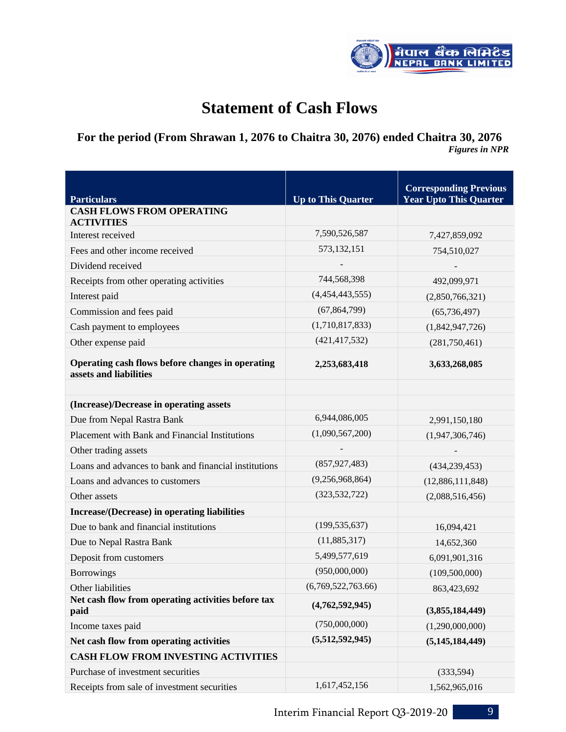# Statement of Cash Flows

### For the period (From Shrawan 1, 2076 to Chaitra 30, 2076) ended Chaitra 30, 2076

*Figures in NPR*

| Particulars | Up to This Quarter | Corresponding Previous Year Upto This Quarter |
|---|---|---|
| **CASH FLOWS FROM OPERATING ACTIVITIES** | | |
| Interest received | 7,590,526,587 | 7,427,859,092 |
| Fees and other income received | 573,132,151 | 754,510,027 |
| Dividend received | - | - |
| Receipts from other operating activities | 744,568,398 | 492,099,971 |
| Interest paid | (4,454,443,555) | (2,850,766,321) |
| Commission and fees paid | (67,864,799) | (65,736,497) |
| Cash payment to employees | (1,710,817,833) | (1,842,947,726) |
| Other expense paid | (421,417,532) | (281,750,461) |
| **Operating cash flows before changes in operating assets and liabilities** | **2,253,683,418** | **3,633,268,085** |
| | | |
| **(Increase)/Decrease in operating assets** | | |
| Due from Nepal Rastra Bank | 6,944,086,005 | 2,991,150,180 |
| Placement with Bank and Financial Institutions | (1,090,567,200) | (1,947,306,746) |
| Other trading assets | - | - |
| Loans and advances to bank and financial institutions | (857,927,483) | (434,239,453) |
| Loans and advances to customers | (9,256,968,864) | (12,886,111,848) |
| Other assets | (323,532,722) | (2,088,516,456) |
| **Increase/(Decrease) in operating liabilities** | | |
| Due to bank and financial institutions | (199,535,637) | 16,094,421 |
| Due to Nepal Rastra Bank | (11,885,317) | 14,652,360 |
| Deposit from customers | 5,499,577,619 | 6,091,901,316 |
| Borrowings | (950,000,000) | (109,500,000) |
| Other liabilities | (6,769,522,763.66) | 863,423,692 |
| **Net cash flow from operating activities before tax paid** | **(4,762,592,945)** | **(3,855,184,449)** |
| Income taxes paid | (750,000,000) | (1,290,000,000) |
| **Net cash flow from operating activities** | **(5,512,592,945)** | **(5,145,184,449)** |
| **CASH FLOW FROM INVESTING ACTIVITIES** | | |
| Purchase of investment securities | | (333,594) |
| Receipts from sale of investment securities | 1,617,452,156 | 1,562,965,016 |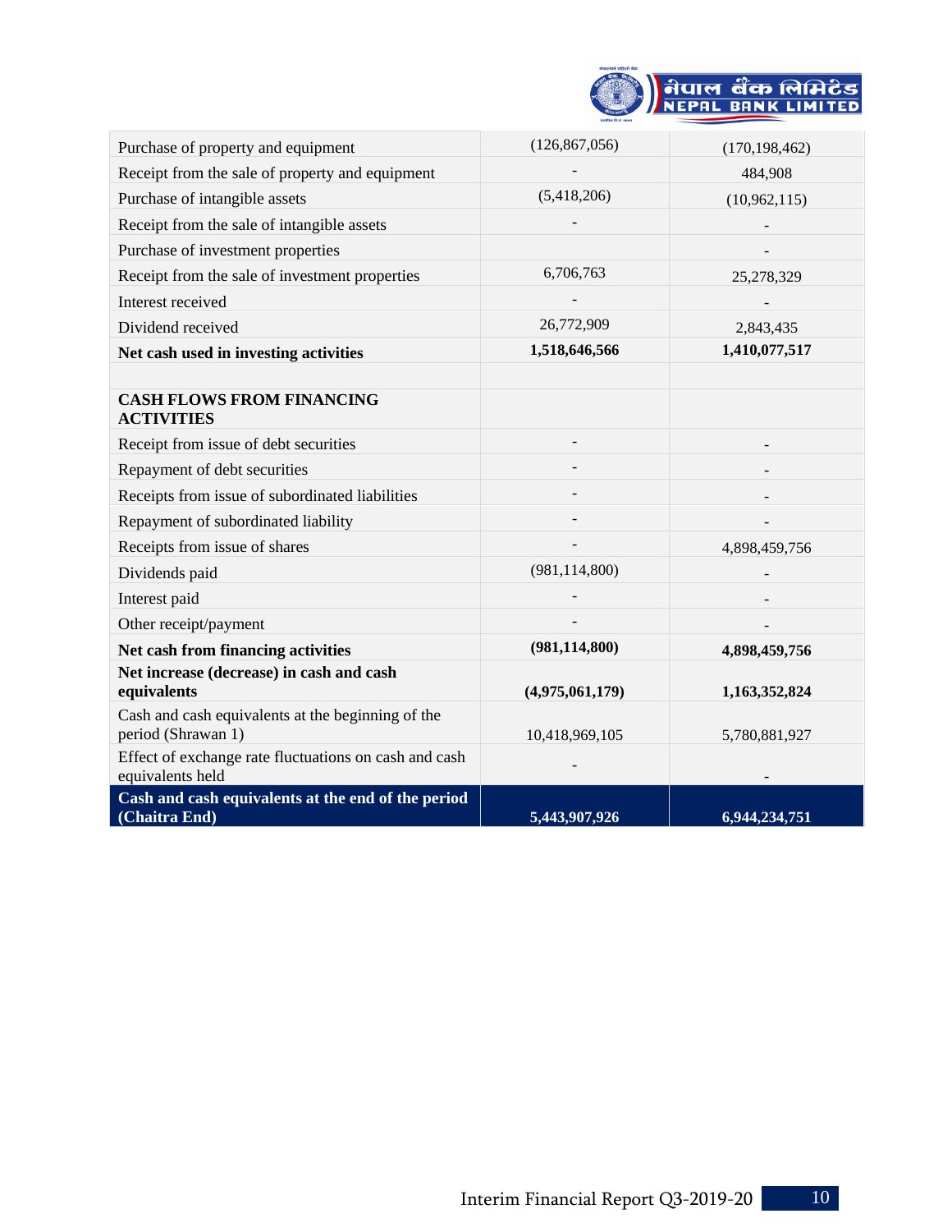| | | |
|---|---|---|
| Purchase of property and equipment | (126,867,056) | (170,198,462) |
| Receipt from the sale of property and equipment | - | 484,908 |
| Purchase of intangible assets | (5,418,206) | (10,962,115) |
| Receipt from the sale of intangible assets | - | - |
| Purchase of investment properties | | - |
| Receipt from the sale of investment properties | 6,706,763 | 25,278,329 |
| Interest received | - | - |
| Dividend received | 26,772,909 | 2,843,435 |
| **Net cash used in investing activities** | **1,518,646,566** | **1,410,077,517** |
| | | |
| **CASH FLOWS FROM FINANCING ACTIVITIES** | | |
| Receipt from issue of debt securities | - | - |
| Repayment of debt securities | - | - |
| Receipts from issue of subordinated liabilities | - | - |
| Repayment of subordinated liability | - | - |
| Receipts from issue of shares | - | 4,898,459,756 |
| Dividends paid | (981,114,800) | - |
| Interest paid | - | - |
| Other receipt/payment | - | - |
| **Net cash from financing activities** | **(981,114,800)** | **4,898,459,756** |
| **Net increase (decrease) in cash and cash equivalents** | **(4,975,061,179)** | **1,163,352,824** |
| Cash and cash equivalents at the beginning of the period (Shrawan 1) | 10,418,969,105 | 5,780,881,927 |
| Effect of exchange rate fluctuations on cash and cash equivalents held | - | - |
| **Cash and cash equivalents at the end of the period (Chaitra End)** | **5,443,907,926** | **6,944,234,751** |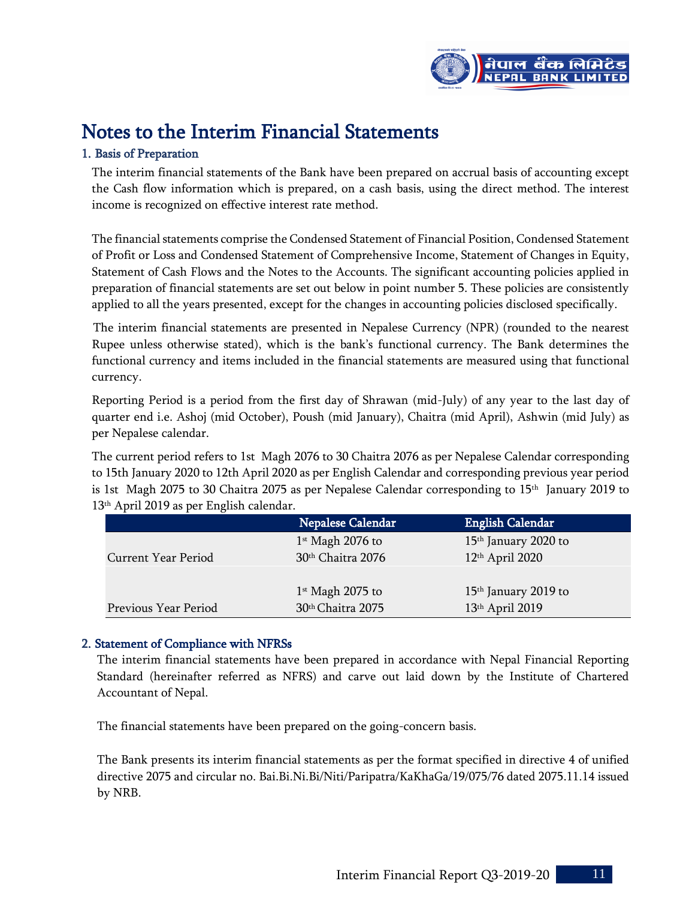# Notes to the Interim Financial Statements

## 1. Basis of Preparation

The interim financial statements of the Bank have been prepared on accrual basis of accounting except the Cash flow information which is prepared, on a cash basis, using the direct method. The interest income is recognized on effective interest rate method.

The financial statements comprise the Condensed Statement of Financial Position, Condensed Statement of Profit or Loss and Condensed Statement of Comprehensive Income, Statement of Changes in Equity, Statement of Cash Flows and the Notes to the Accounts. The significant accounting policies applied in preparation of financial statements are set out below in point number 5. These policies are consistently applied to all the years presented, except for the changes in accounting policies disclosed specifically.

The interim financial statements are presented in Nepalese Currency (NPR) (rounded to the nearest Rupee unless otherwise stated), which is the bank's functional currency. The Bank determines the functional currency and items included in the financial statements are measured using that functional currency.

Reporting Period is a period from the first day of Shrawan (mid-July) of any year to the last day of quarter end i.e. Ashoj (mid October), Poush (mid January), Chaitra (mid April), Ashwin (mid July) as per Nepalese calendar.

The current period refers to 1st Magh 2076 to 30 Chaitra 2076 as per Nepalese Calendar corresponding to 15th January 2020 to 12th April 2020 as per English Calendar and corresponding previous year period is 1st Magh 2075 to 30 Chaitra 2075 as per Nepalese Calendar corresponding to 15th January 2019 to 13th April 2019 as per English calendar.

| | Nepalese Calendar | English Calendar |
|---|---|---|
| Current Year Period | 1st Magh 2076 to 30th Chaitra 2076 | 15th January 2020 to 12th April 2020 |
| Previous Year Period | 1st Magh 2075 to 30th Chaitra 2075 | 15th January 2019 to 13th April 2019 |

## 2. Statement of Compliance with NFRSs

The interim financial statements have been prepared in accordance with Nepal Financial Reporting Standard (hereinafter referred as NFRS) and carve out laid down by the Institute of Chartered Accountant of Nepal.

The financial statements have been prepared on the going-concern basis.

The Bank presents its interim financial statements as per the format specified in directive 4 of unified directive 2075 and circular no. Bai.Bi.Ni.Bi/Niti/Paripatra/KaKhaGa/19/075/76 dated 2075.11.14 issued by NRB.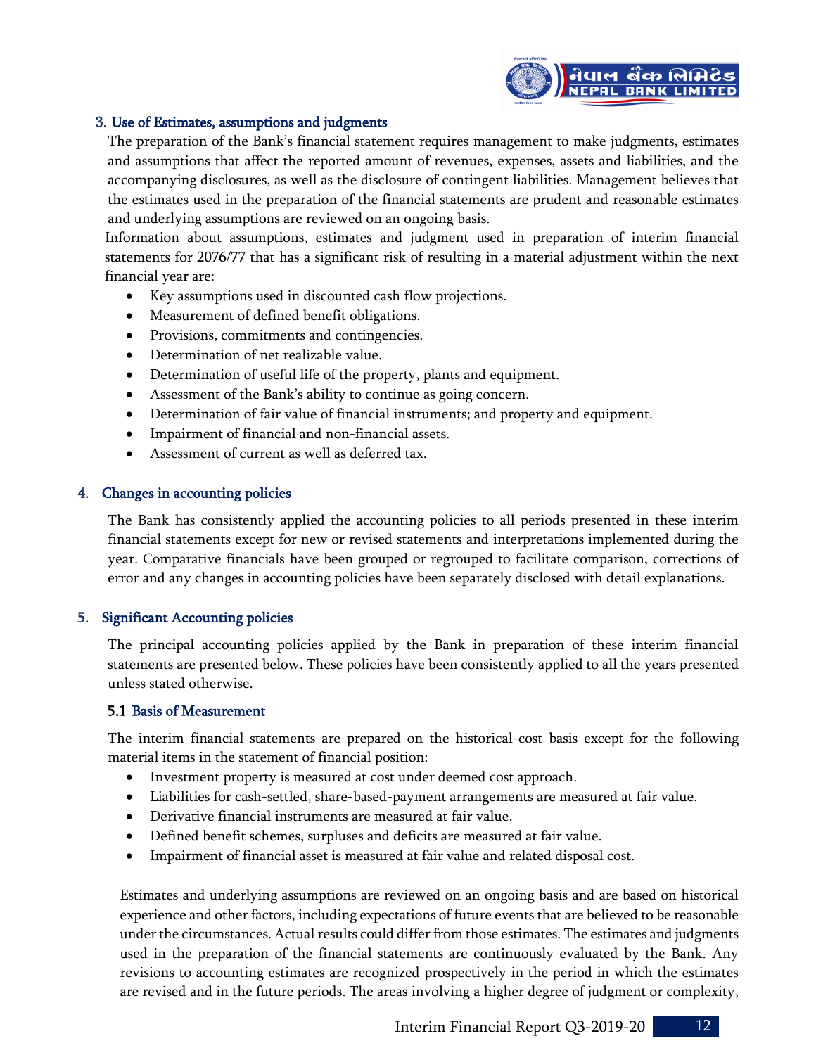## 3. Use of Estimates, assumptions and judgments

The preparation of the Bank's financial statement requires management to make judgments, estimates and assumptions that affect the reported amount of revenues, expenses, assets and liabilities, and the accompanying disclosures, as well as the disclosure of contingent liabilities. Management believes that the estimates used in the preparation of the financial statements are prudent and reasonable estimates and underlying assumptions are reviewed on an ongoing basis.

Information about assumptions, estimates and judgment used in preparation of interim financial statements for 2076/77 that has a significant risk of resulting in a material adjustment within the next financial year are:

- Key assumptions used in discounted cash flow projections.
- Measurement of defined benefit obligations.
- Provisions, commitments and contingencies.
- Determination of net realizable value.
- Determination of useful life of the property, plants and equipment.
- Assessment of the Bank's ability to continue as going concern.
- Determination of fair value of financial instruments; and property and equipment.
- Impairment of financial and non-financial assets.
- Assessment of current as well as deferred tax.

## 4. Changes in accounting policies

The Bank has consistently applied the accounting policies to all periods presented in these interim financial statements except for new or revised statements and interpretations implemented during the year. Comparative financials have been grouped or regrouped to facilitate comparison, corrections of error and any changes in accounting policies have been separately disclosed with detail explanations.

## 5. Significant Accounting policies

The principal accounting policies applied by the Bank in preparation of these interim financial statements are presented below. These policies have been consistently applied to all the years presented unless stated otherwise.

### 5.1 Basis of Measurement

The interim financial statements are prepared on the historical-cost basis except for the following material items in the statement of financial position:

- Investment property is measured at cost under deemed cost approach.
- Liabilities for cash-settled, share-based-payment arrangements are measured at fair value.
- Derivative financial instruments are measured at fair value.
- Defined benefit schemes, surpluses and deficits are measured at fair value.
- Impairment of financial asset is measured at fair value and related disposal cost.

Estimates and underlying assumptions are reviewed on an ongoing basis and are based on historical experience and other factors, including expectations of future events that are believed to be reasonable under the circumstances. Actual results could differ from those estimates. The estimates and judgments used in the preparation of the financial statements are continuously evaluated by the Bank. Any revisions to accounting estimates are recognized prospectively in the period in which the estimates are revised and in the future periods. The areas involving a higher degree of judgment or complexity,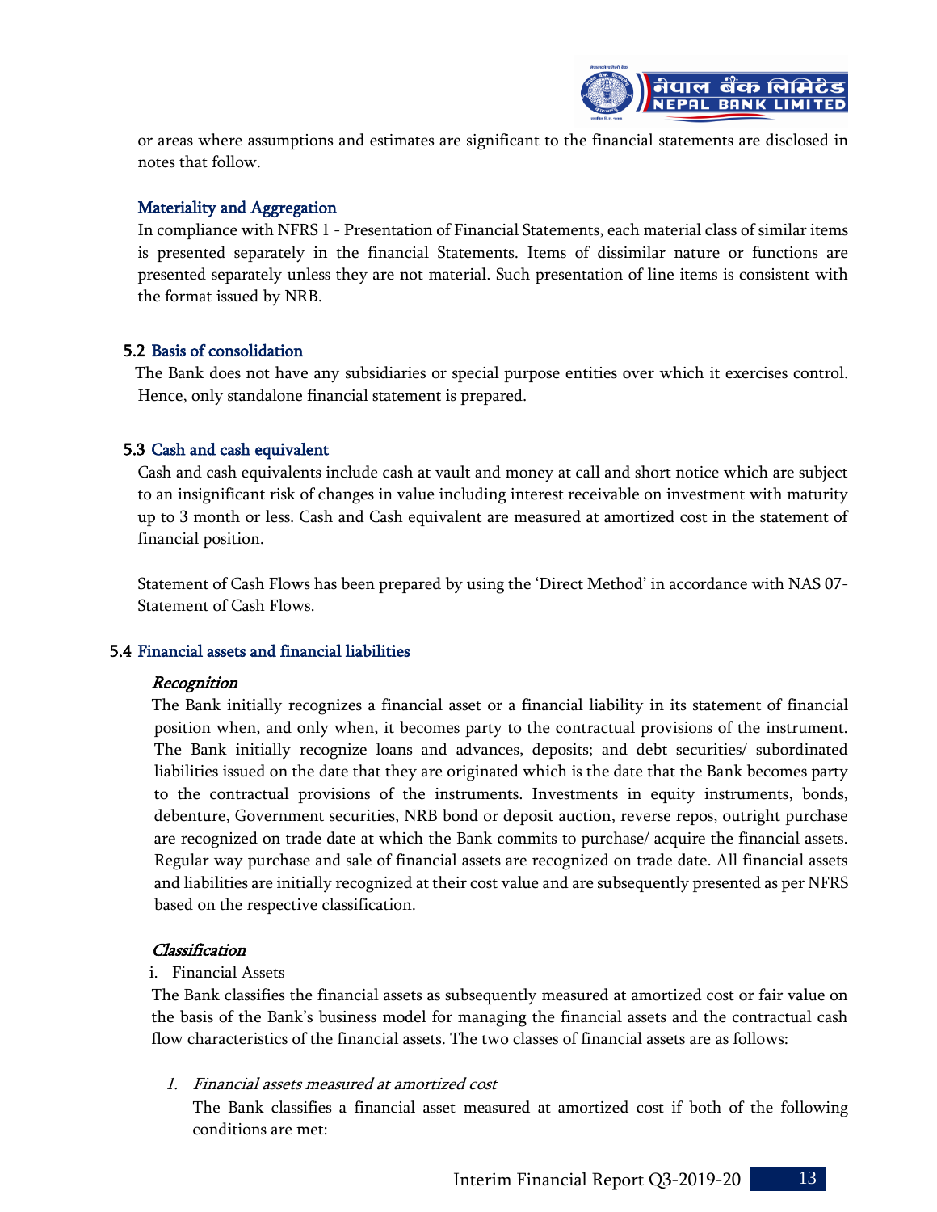or areas where assumptions and estimates are significant to the financial statements are disclosed in notes that follow.

### Materiality and Aggregation

In compliance with NFRS 1 - Presentation of Financial Statements, each material class of similar items is presented separately in the financial Statements. Items of dissimilar nature or functions are presented separately unless they are not material. Such presentation of line items is consistent with the format issued by NRB.

## 5.2 Basis of consolidation

The Bank does not have any subsidiaries or special purpose entities over which it exercises control. Hence, only standalone financial statement is prepared.

## 5.3 Cash and cash equivalent

Cash and cash equivalents include cash at vault and money at call and short notice which are subject to an insignificant risk of changes in value including interest receivable on investment with maturity up to 3 month or less. Cash and Cash equivalent are measured at amortized cost in the statement of financial position.

Statement of Cash Flows has been prepared by using the 'Direct Method' in accordance with NAS 07-Statement of Cash Flows.

## 5.4 Financial assets and financial liabilities

***Recognition***

The Bank initially recognizes a financial asset or a financial liability in its statement of financial position when, and only when, it becomes party to the contractual provisions of the instrument. The Bank initially recognize loans and advances, deposits; and debt securities/ subordinated liabilities issued on the date that they are originated which is the date that the Bank becomes party to the contractual provisions of the instruments. Investments in equity instruments, bonds, debenture, Government securities, NRB bond or deposit auction, reverse repos, outright purchase are recognized on trade date at which the Bank commits to purchase/ acquire the financial assets. Regular way purchase and sale of financial assets are recognized on trade date. All financial assets and liabilities are initially recognized at their cost value and are subsequently presented as per NFRS based on the respective classification.

***Classification***

i. Financial Assets

The Bank classifies the financial assets as subsequently measured at amortized cost or fair value on the basis of the Bank's business model for managing the financial assets and the contractual cash flow characteristics of the financial assets. The two classes of financial assets are as follows:

1. *Financial assets measured at amortized cost*

   The Bank classifies a financial asset measured at amortized cost if both of the following conditions are met: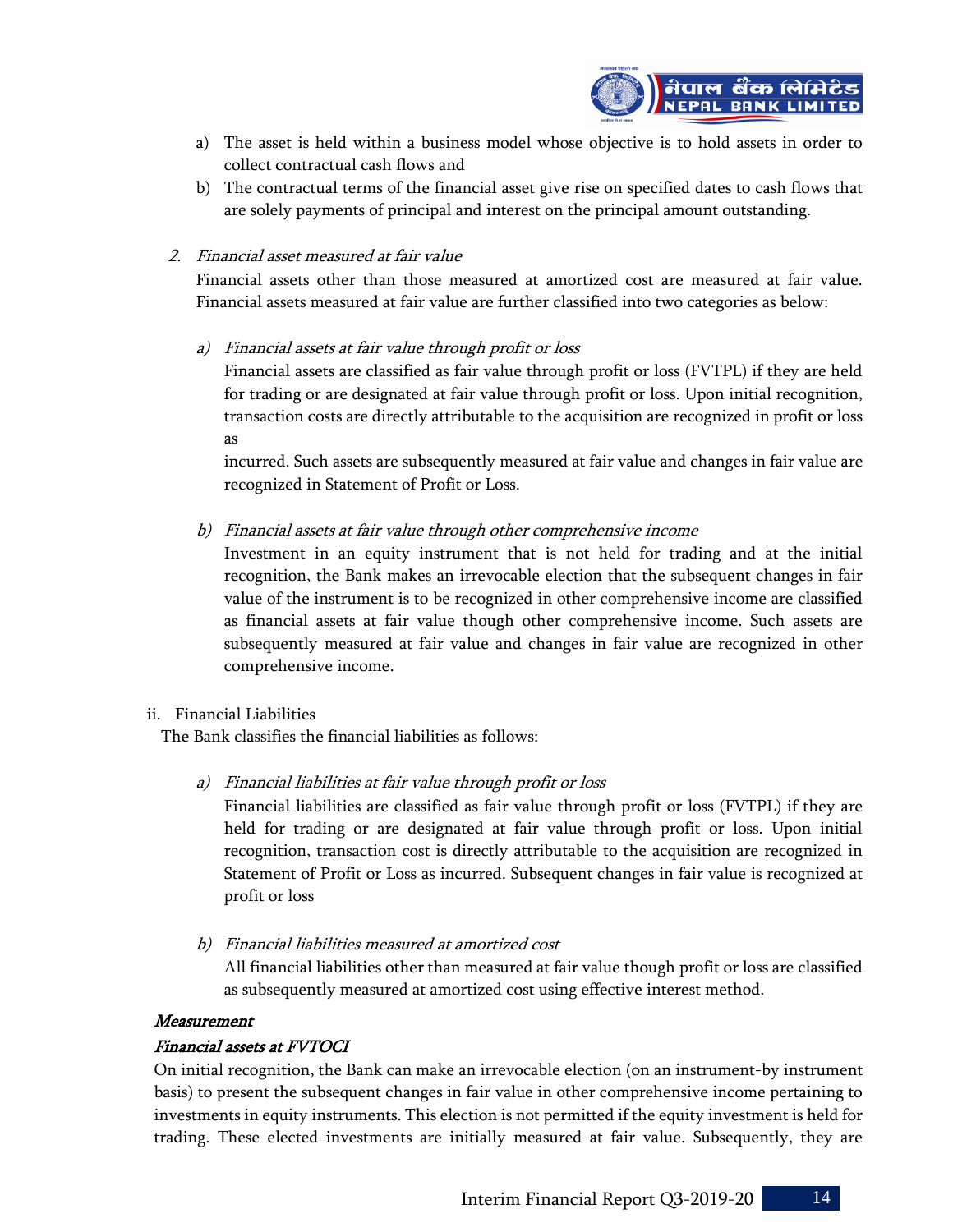a) The asset is held within a business model whose objective is to hold assets in order to collect contractual cash flows and
b) The contractual terms of the financial asset give rise on specified dates to cash flows that are solely payments of principal and interest on the principal amount outstanding.

2. *Financial asset measured at fair value*

Financial assets other than those measured at amortized cost are measured at fair value. Financial assets measured at fair value are further classified into two categories as below:

a) *Financial assets at fair value through profit or loss*

Financial assets are classified as fair value through profit or loss (FVTPL) if they are held for trading or are designated at fair value through profit or loss. Upon initial recognition, transaction costs are directly attributable to the acquisition are recognized in profit or loss as

incurred. Such assets are subsequently measured at fair value and changes in fair value are recognized in Statement of Profit or Loss.

b) *Financial assets at fair value through other comprehensive income*

Investment in an equity instrument that is not held for trading and at the initial recognition, the Bank makes an irrevocable election that the subsequent changes in fair value of the instrument is to be recognized in other comprehensive income are classified as financial assets at fair value though other comprehensive income. Such assets are subsequently measured at fair value and changes in fair value are recognized in other comprehensive income.

ii. Financial Liabilities

The Bank classifies the financial liabilities as follows:

a) *Financial liabilities at fair value through profit or loss*

Financial liabilities are classified as fair value through profit or loss (FVTPL) if they are held for trading or are designated at fair value through profit or loss. Upon initial recognition, transaction cost is directly attributable to the acquisition are recognized in Statement of Profit or Loss as incurred. Subsequent changes in fair value is recognized at profit or loss

b) *Financial liabilities measured at amortized cost*

All financial liabilities other than measured at fair value though profit or loss are classified as subsequently measured at amortized cost using effective interest method.

***Measurement***

***Financial assets at FVTOCI***

On initial recognition, the Bank can make an irrevocable election (on an instrument-by instrument basis) to present the subsequent changes in fair value in other comprehensive income pertaining to investments in equity instruments. This election is not permitted if the equity investment is held for trading. These elected investments are initially measured at fair value. Subsequently, they are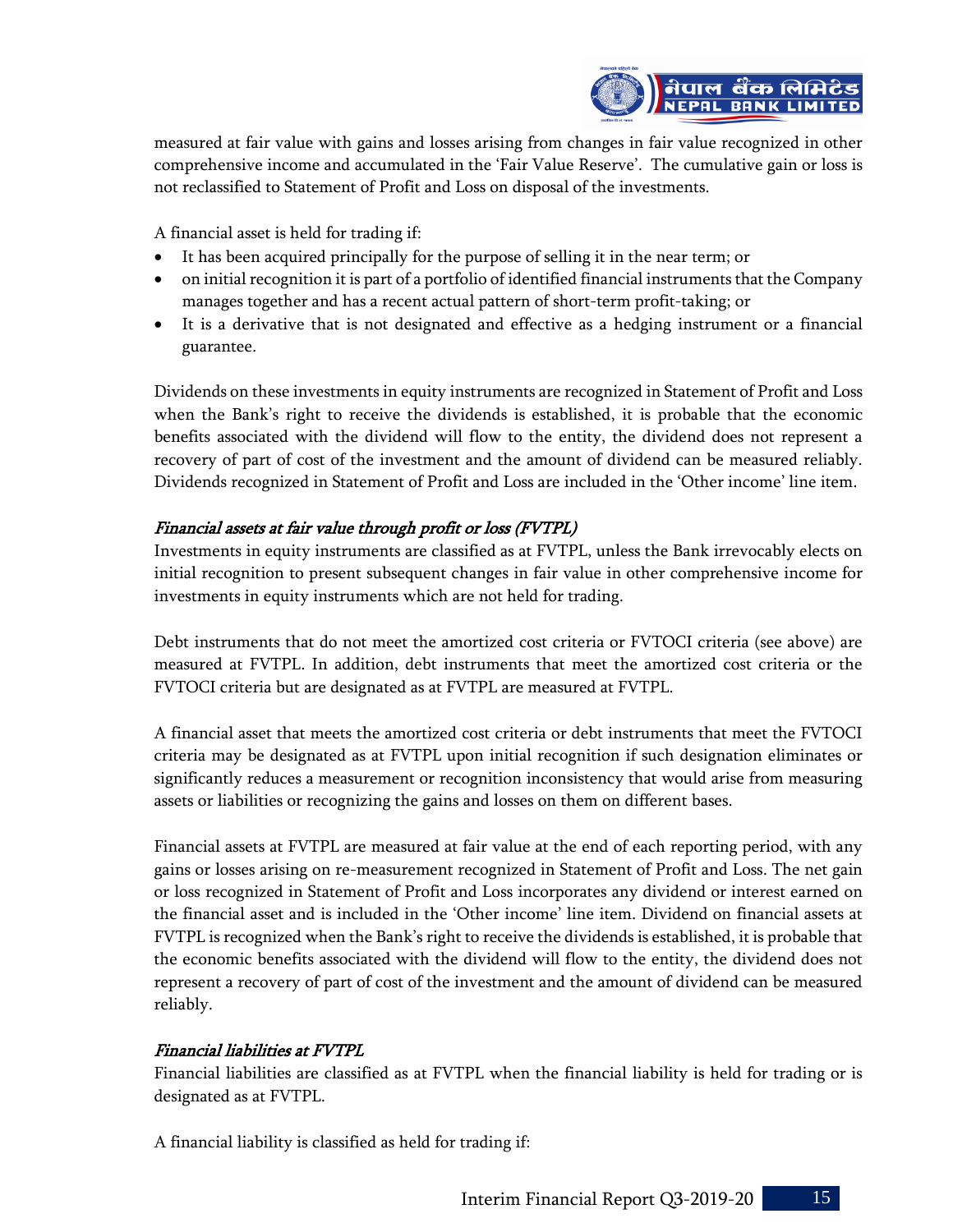measured at fair value with gains and losses arising from changes in fair value recognized in other comprehensive income and accumulated in the 'Fair Value Reserve'. The cumulative gain or loss is not reclassified to Statement of Profit and Loss on disposal of the investments.

A financial asset is held for trading if:

- It has been acquired principally for the purpose of selling it in the near term; or
- on initial recognition it is part of a portfolio of identified financial instruments that the Company manages together and has a recent actual pattern of short-term profit-taking; or
- It is a derivative that is not designated and effective as a hedging instrument or a financial guarantee.

Dividends on these investments in equity instruments are recognized in Statement of Profit and Loss when the Bank's right to receive the dividends is established, it is probable that the economic benefits associated with the dividend will flow to the entity, the dividend does not represent a recovery of part of cost of the investment and the amount of dividend can be measured reliably. Dividends recognized in Statement of Profit and Loss are included in the 'Other income' line item.

*Financial assets at fair value through profit or loss (FVTPL)*

Investments in equity instruments are classified as at FVTPL, unless the Bank irrevocably elects on initial recognition to present subsequent changes in fair value in other comprehensive income for investments in equity instruments which are not held for trading.

Debt instruments that do not meet the amortized cost criteria or FVTOCI criteria (see above) are measured at FVTPL. In addition, debt instruments that meet the amortized cost criteria or the FVTOCI criteria but are designated as at FVTPL are measured at FVTPL.

A financial asset that meets the amortized cost criteria or debt instruments that meet the FVTOCI criteria may be designated as at FVTPL upon initial recognition if such designation eliminates or significantly reduces a measurement or recognition inconsistency that would arise from measuring assets or liabilities or recognizing the gains and losses on them on different bases.

Financial assets at FVTPL are measured at fair value at the end of each reporting period, with any gains or losses arising on re-measurement recognized in Statement of Profit and Loss. The net gain or loss recognized in Statement of Profit and Loss incorporates any dividend or interest earned on the financial asset and is included in the 'Other income' line item. Dividend on financial assets at FVTPL is recognized when the Bank's right to receive the dividends is established, it is probable that the economic benefits associated with the dividend will flow to the entity, the dividend does not represent a recovery of part of cost of the investment and the amount of dividend can be measured reliably.

*Financial liabilities at FVTPL*

Financial liabilities are classified as at FVTPL when the financial liability is held for trading or is designated as at FVTPL.

A financial liability is classified as held for trading if: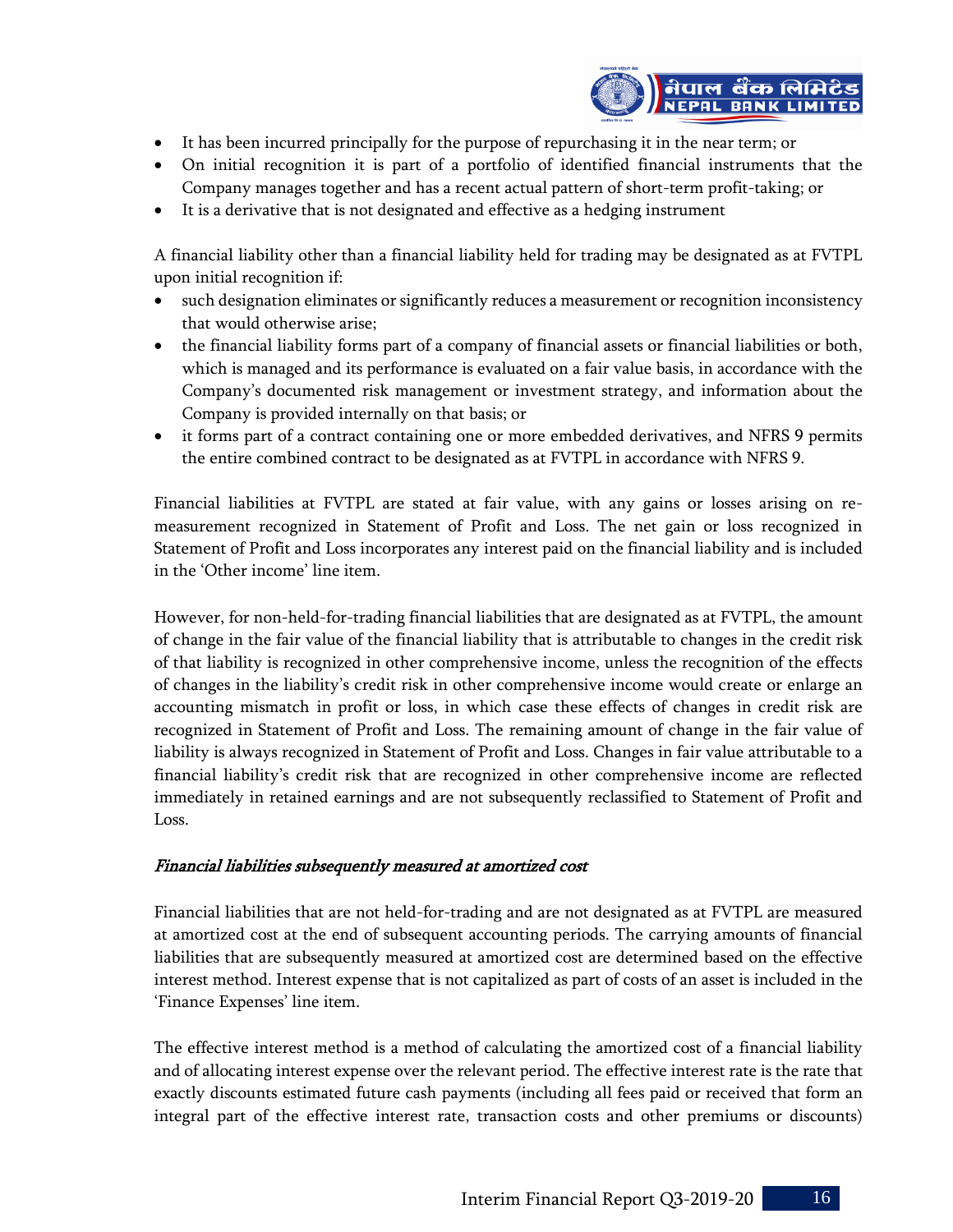- It has been incurred principally for the purpose of repurchasing it in the near term; or
- On initial recognition it is part of a portfolio of identified financial instruments that the Company manages together and has a recent actual pattern of short-term profit-taking; or
- It is a derivative that is not designated and effective as a hedging instrument

A financial liability other than a financial liability held for trading may be designated as at FVTPL upon initial recognition if:

- such designation eliminates or significantly reduces a measurement or recognition inconsistency that would otherwise arise;
- the financial liability forms part of a company of financial assets or financial liabilities or both, which is managed and its performance is evaluated on a fair value basis, in accordance with the Company's documented risk management or investment strategy, and information about the Company is provided internally on that basis; or
- it forms part of a contract containing one or more embedded derivatives, and NFRS 9 permits the entire combined contract to be designated as at FVTPL in accordance with NFRS 9.

Financial liabilities at FVTPL are stated at fair value, with any gains or losses arising on re-measurement recognized in Statement of Profit and Loss. The net gain or loss recognized in Statement of Profit and Loss incorporates any interest paid on the financial liability and is included in the 'Other income' line item.

However, for non-held-for-trading financial liabilities that are designated as at FVTPL, the amount of change in the fair value of the financial liability that is attributable to changes in the credit risk of that liability is recognized in other comprehensive income, unless the recognition of the effects of changes in the liability's credit risk in other comprehensive income would create or enlarge an accounting mismatch in profit or loss, in which case these effects of changes in credit risk are recognized in Statement of Profit and Loss. The remaining amount of change in the fair value of liability is always recognized in Statement of Profit and Loss. Changes in fair value attributable to a financial liability's credit risk that are recognized in other comprehensive income are reflected immediately in retained earnings and are not subsequently reclassified to Statement of Profit and Loss.

*Financial liabilities subsequently measured at amortized cost*

Financial liabilities that are not held-for-trading and are not designated as at FVTPL are measured at amortized cost at the end of subsequent accounting periods. The carrying amounts of financial liabilities that are subsequently measured at amortized cost are determined based on the effective interest method. Interest expense that is not capitalized as part of costs of an asset is included in the 'Finance Expenses' line item.

The effective interest method is a method of calculating the amortized cost of a financial liability and of allocating interest expense over the relevant period. The effective interest rate is the rate that exactly discounts estimated future cash payments (including all fees paid or received that form an integral part of the effective interest rate, transaction costs and other premiums or discounts)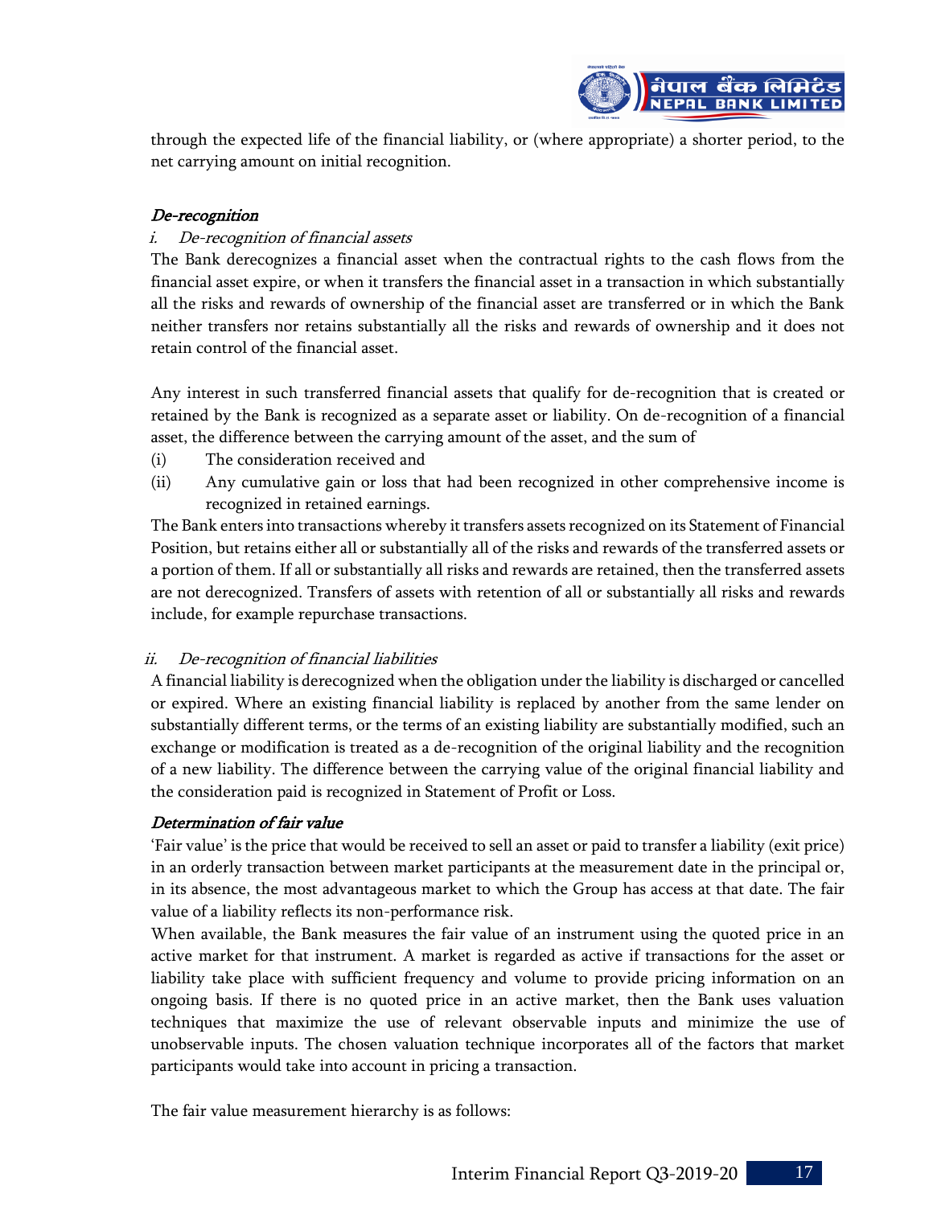through the expected life of the financial liability, or (where appropriate) a shorter period, to the net carrying amount on initial recognition.

### *De-recognition*

*i. De-recognition of financial assets*

The Bank derecognizes a financial asset when the contractual rights to the cash flows from the financial asset expire, or when it transfers the financial asset in a transaction in which substantially all the risks and rewards of ownership of the financial asset are transferred or in which the Bank neither transfers nor retains substantially all the risks and rewards of ownership and it does not retain control of the financial asset.

Any interest in such transferred financial assets that qualify for de-recognition that is created or retained by the Bank is recognized as a separate asset or liability. On de-recognition of a financial asset, the difference between the carrying amount of the asset, and the sum of

(i) The consideration received and

(ii) Any cumulative gain or loss that had been recognized in other comprehensive income is recognized in retained earnings.

The Bank enters into transactions whereby it transfers assets recognized on its Statement of Financial Position, but retains either all or substantially all of the risks and rewards of the transferred assets or a portion of them. If all or substantially all risks and rewards are retained, then the transferred assets are not derecognized. Transfers of assets with retention of all or substantially all risks and rewards include, for example repurchase transactions.

*ii. De-recognition of financial liabilities*

A financial liability is derecognized when the obligation under the liability is discharged or cancelled or expired. Where an existing financial liability is replaced by another from the same lender on substantially different terms, or the terms of an existing liability are substantially modified, such an exchange or modification is treated as a de-recognition of the original liability and the recognition of a new liability. The difference between the carrying value of the original financial liability and the consideration paid is recognized in Statement of Profit or Loss.

### *Determination of fair value*

'Fair value' is the price that would be received to sell an asset or paid to transfer a liability (exit price) in an orderly transaction between market participants at the measurement date in the principal or, in its absence, the most advantageous market to which the Group has access at that date. The fair value of a liability reflects its non-performance risk.

When available, the Bank measures the fair value of an instrument using the quoted price in an active market for that instrument. A market is regarded as active if transactions for the asset or liability take place with sufficient frequency and volume to provide pricing information on an ongoing basis. If there is no quoted price in an active market, then the Bank uses valuation techniques that maximize the use of relevant observable inputs and minimize the use of unobservable inputs. The chosen valuation technique incorporates all of the factors that market participants would take into account in pricing a transaction.

The fair value measurement hierarchy is as follows: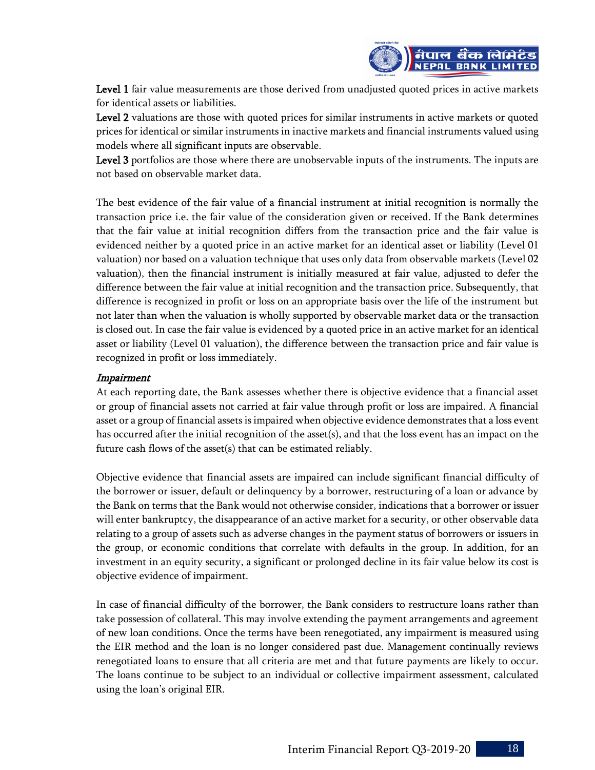**Level 1** fair value measurements are those derived from unadjusted quoted prices in active markets for identical assets or liabilities.

**Level 2** valuations are those with quoted prices for similar instruments in active markets or quoted prices for identical or similar instruments in inactive markets and financial instruments valued using models where all significant inputs are observable.

**Level 3** portfolios are those where there are unobservable inputs of the instruments. The inputs are not based on observable market data.

The best evidence of the fair value of a financial instrument at initial recognition is normally the transaction price i.e. the fair value of the consideration given or received. If the Bank determines that the fair value at initial recognition differs from the transaction price and the fair value is evidenced neither by a quoted price in an active market for an identical asset or liability (Level 01 valuation) nor based on a valuation technique that uses only data from observable markets (Level 02 valuation), then the financial instrument is initially measured at fair value, adjusted to defer the difference between the fair value at initial recognition and the transaction price. Subsequently, that difference is recognized in profit or loss on an appropriate basis over the life of the instrument but not later than when the valuation is wholly supported by observable market data or the transaction is closed out. In case the fair value is evidenced by a quoted price in an active market for an identical asset or liability (Level 01 valuation), the difference between the transaction price and fair value is recognized in profit or loss immediately.

*Impairment*

At each reporting date, the Bank assesses whether there is objective evidence that a financial asset or group of financial assets not carried at fair value through profit or loss are impaired. A financial asset or a group of financial assets is impaired when objective evidence demonstrates that a loss event has occurred after the initial recognition of the asset(s), and that the loss event has an impact on the future cash flows of the asset(s) that can be estimated reliably.

Objective evidence that financial assets are impaired can include significant financial difficulty of the borrower or issuer, default or delinquency by a borrower, restructuring of a loan or advance by the Bank on terms that the Bank would not otherwise consider, indications that a borrower or issuer will enter bankruptcy, the disappearance of an active market for a security, or other observable data relating to a group of assets such as adverse changes in the payment status of borrowers or issuers in the group, or economic conditions that correlate with defaults in the group. In addition, for an investment in an equity security, a significant or prolonged decline in its fair value below its cost is objective evidence of impairment.

In case of financial difficulty of the borrower, the Bank considers to restructure loans rather than take possession of collateral. This may involve extending the payment arrangements and agreement of new loan conditions. Once the terms have been renegotiated, any impairment is measured using the EIR method and the loan is no longer considered past due. Management continually reviews renegotiated loans to ensure that all criteria are met and that future payments are likely to occur. The loans continue to be subject to an individual or collective impairment assessment, calculated using the loan's original EIR.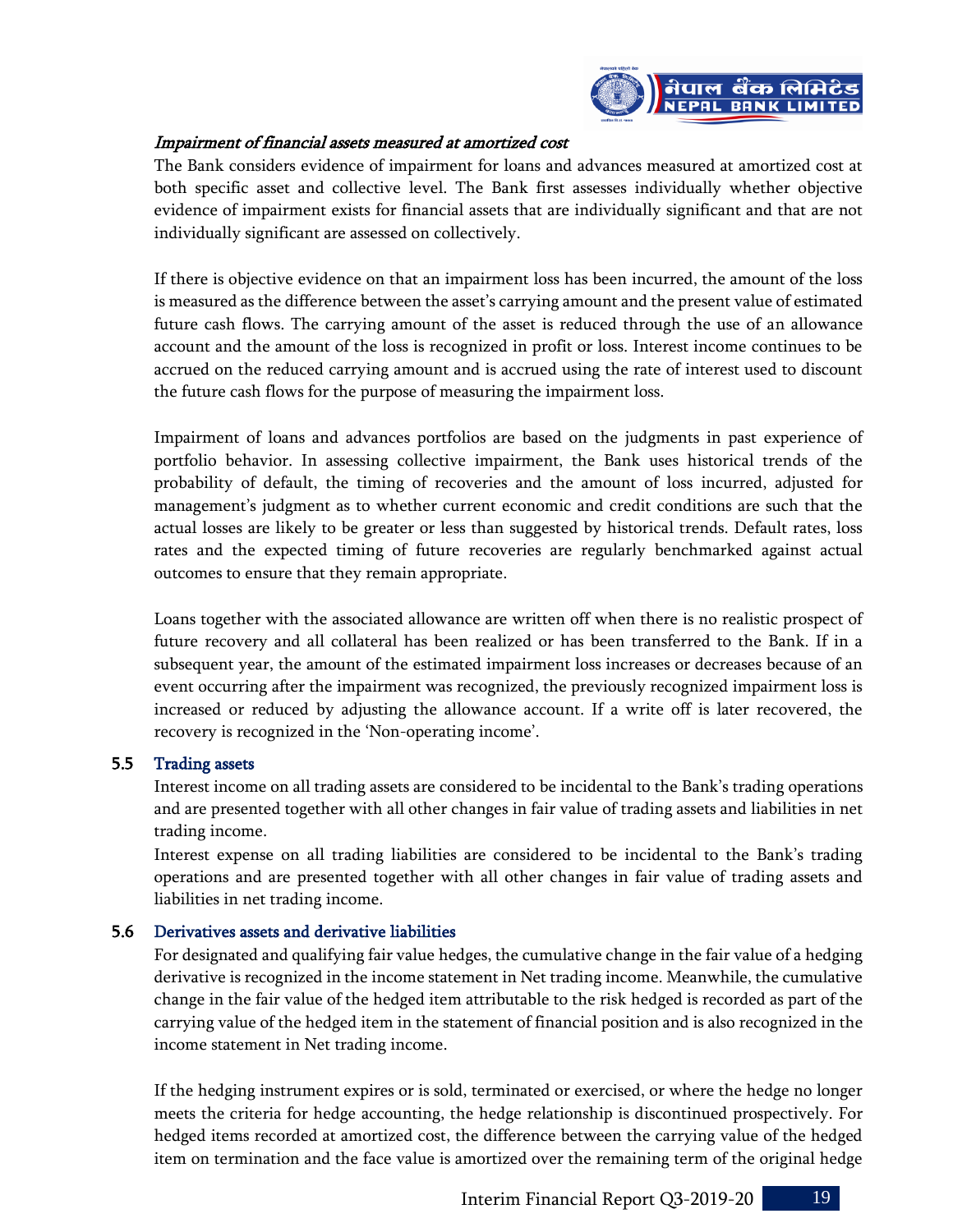*Impairment of financial assets measured at amortized cost*

The Bank considers evidence of impairment for loans and advances measured at amortized cost at both specific asset and collective level. The Bank first assesses individually whether objective evidence of impairment exists for financial assets that are individually significant and that are not individually significant are assessed on collectively.

If there is objective evidence on that an impairment loss has been incurred, the amount of the loss is measured as the difference between the asset's carrying amount and the present value of estimated future cash flows. The carrying amount of the asset is reduced through the use of an allowance account and the amount of the loss is recognized in profit or loss. Interest income continues to be accrued on the reduced carrying amount and is accrued using the rate of interest used to discount the future cash flows for the purpose of measuring the impairment loss.

Impairment of loans and advances portfolios are based on the judgments in past experience of portfolio behavior. In assessing collective impairment, the Bank uses historical trends of the probability of default, the timing of recoveries and the amount of loss incurred, adjusted for management's judgment as to whether current economic and credit conditions are such that the actual losses are likely to be greater or less than suggested by historical trends. Default rates, loss rates and the expected timing of future recoveries are regularly benchmarked against actual outcomes to ensure that they remain appropriate.

Loans together with the associated allowance are written off when there is no realistic prospect of future recovery and all collateral has been realized or has been transferred to the Bank. If in a subsequent year, the amount of the estimated impairment loss increases or decreases because of an event occurring after the impairment was recognized, the previously recognized impairment loss is increased or reduced by adjusting the allowance account. If a write off is later recovered, the recovery is recognized in the 'Non-operating income'.

### 5.5 Trading assets

Interest income on all trading assets are considered to be incidental to the Bank's trading operations and are presented together with all other changes in fair value of trading assets and liabilities in net trading income.

Interest expense on all trading liabilities are considered to be incidental to the Bank's trading operations and are presented together with all other changes in fair value of trading assets and liabilities in net trading income.

### 5.6 Derivatives assets and derivative liabilities

For designated and qualifying fair value hedges, the cumulative change in the fair value of a hedging derivative is recognized in the income statement in Net trading income. Meanwhile, the cumulative change in the fair value of the hedged item attributable to the risk hedged is recorded as part of the carrying value of the hedged item in the statement of financial position and is also recognized in the income statement in Net trading income.

If the hedging instrument expires or is sold, terminated or exercised, or where the hedge no longer meets the criteria for hedge accounting, the hedge relationship is discontinued prospectively. For hedged items recorded at amortized cost, the difference between the carrying value of the hedged item on termination and the face value is amortized over the remaining term of the original hedge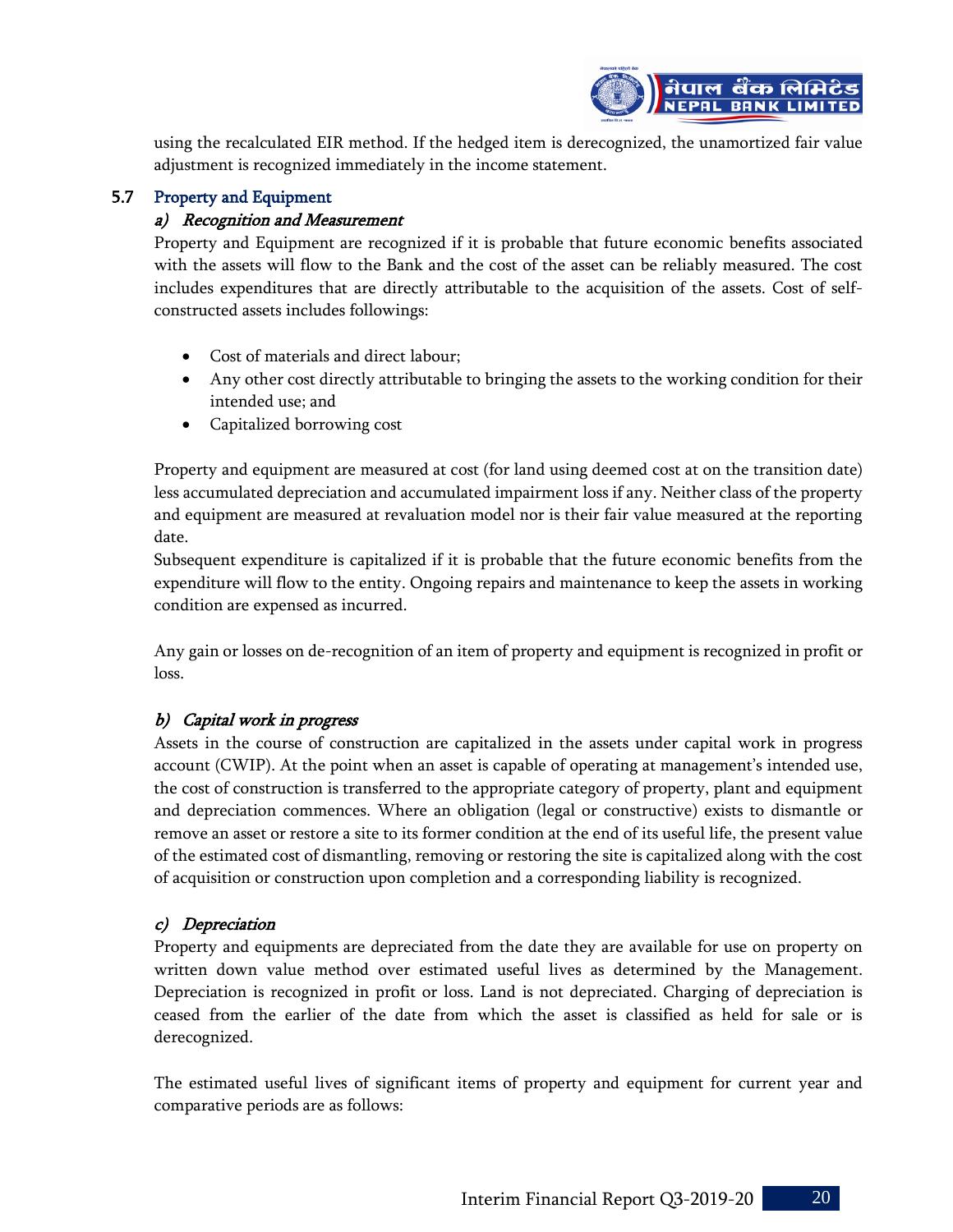using the recalculated EIR method. If the hedged item is derecognized, the unamortized fair value adjustment is recognized immediately in the income statement.

## 5.7 Property and Equipment

### *a) Recognition and Measurement*

Property and Equipment are recognized if it is probable that future economic benefits associated with the assets will flow to the Bank and the cost of the asset can be reliably measured. The cost includes expenditures that are directly attributable to the acquisition of the assets. Cost of self-constructed assets includes followings:

- Cost of materials and direct labour;
- Any other cost directly attributable to bringing the assets to the working condition for their intended use; and
- Capitalized borrowing cost

Property and equipment are measured at cost (for land using deemed cost at on the transition date) less accumulated depreciation and accumulated impairment loss if any. Neither class of the property and equipment are measured at revaluation model nor is their fair value measured at the reporting date.

Subsequent expenditure is capitalized if it is probable that the future economic benefits from the expenditure will flow to the entity. Ongoing repairs and maintenance to keep the assets in working condition are expensed as incurred.

Any gain or losses on de-recognition of an item of property and equipment is recognized in profit or loss.

### *b) Capital work in progress*

Assets in the course of construction are capitalized in the assets under capital work in progress account (CWIP). At the point when an asset is capable of operating at management's intended use, the cost of construction is transferred to the appropriate category of property, plant and equipment and depreciation commences. Where an obligation (legal or constructive) exists to dismantle or remove an asset or restore a site to its former condition at the end of its useful life, the present value of the estimated cost of dismantling, removing or restoring the site is capitalized along with the cost of acquisition or construction upon completion and a corresponding liability is recognized.

### *c) Depreciation*

Property and equipments are depreciated from the date they are available for use on property on written down value method over estimated useful lives as determined by the Management. Depreciation is recognized in profit or loss. Land is not depreciated. Charging of depreciation is ceased from the earlier of the date from which the asset is classified as held for sale or is derecognized.

The estimated useful lives of significant items of property and equipment for current year and comparative periods are as follows: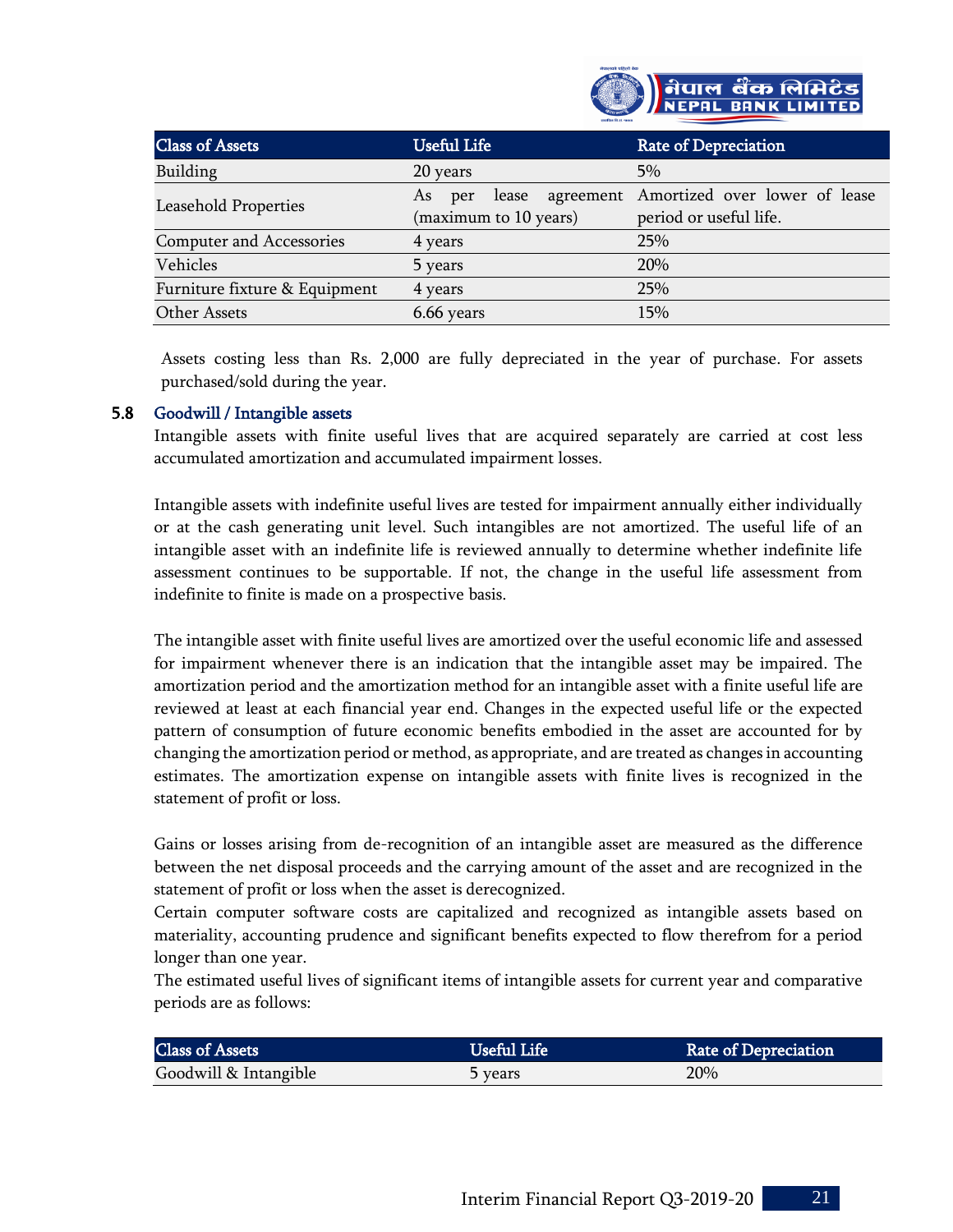| Class of Assets | Useful Life | Rate of Depreciation |
|---|---|---|
| Building | 20 years | 5% |
| Leasehold Properties | As per lease agreement (maximum to 10 years) | Amortized over lower of lease period or useful life. |
| Computer and Accessories | 4 years | 25% |
| Vehicles | 5 years | 20% |
| Furniture fixture & Equipment | 4 years | 25% |
| Other Assets | 6.66 years | 15% |

Assets costing less than Rs. 2,000 are fully depreciated in the year of purchase. For assets purchased/sold during the year.

### 5.8 Goodwill / Intangible assets

Intangible assets with finite useful lives that are acquired separately are carried at cost less accumulated amortization and accumulated impairment losses.

Intangible assets with indefinite useful lives are tested for impairment annually either individually or at the cash generating unit level. Such intangibles are not amortized. The useful life of an intangible asset with an indefinite life is reviewed annually to determine whether indefinite life assessment continues to be supportable. If not, the change in the useful life assessment from indefinite to finite is made on a prospective basis.

The intangible asset with finite useful lives are amortized over the useful economic life and assessed for impairment whenever there is an indication that the intangible asset may be impaired. The amortization period and the amortization method for an intangible asset with a finite useful life are reviewed at least at each financial year end. Changes in the expected useful life or the expected pattern of consumption of future economic benefits embodied in the asset are accounted for by changing the amortization period or method, as appropriate, and are treated as changes in accounting estimates. The amortization expense on intangible assets with finite lives is recognized in the statement of profit or loss.

Gains or losses arising from de-recognition of an intangible asset are measured as the difference between the net disposal proceeds and the carrying amount of the asset and are recognized in the statement of profit or loss when the asset is derecognized.

Certain computer software costs are capitalized and recognized as intangible assets based on materiality, accounting prudence and significant benefits expected to flow therefrom for a period longer than one year.

The estimated useful lives of significant items of intangible assets for current year and comparative periods are as follows:

| Class of Assets | Useful Life | Rate of Depreciation |
|---|---|---|
| Goodwill & Intangible | 5 years | 20% |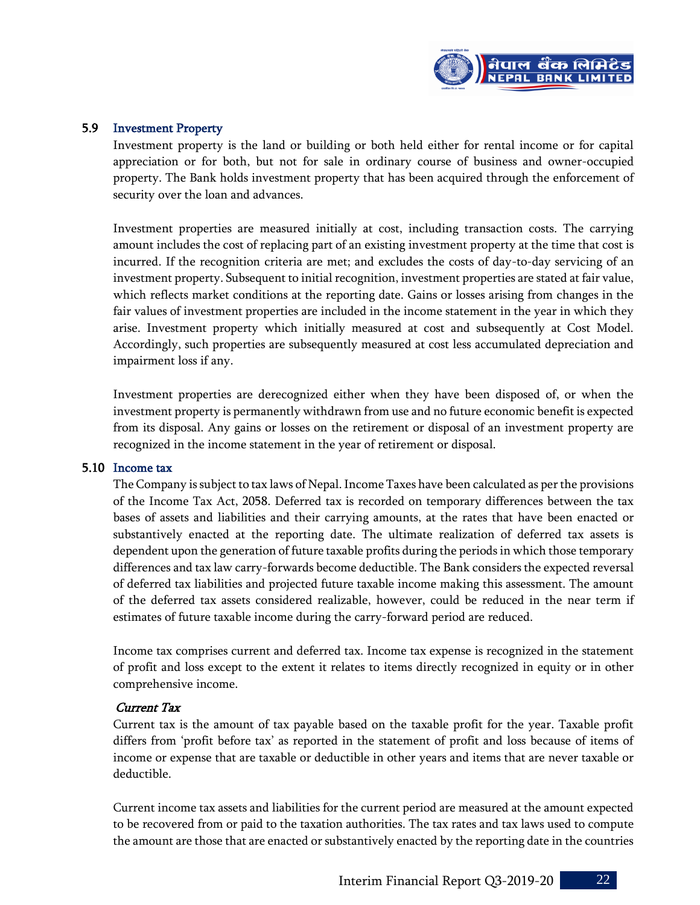### 5.9 Investment Property

Investment property is the land or building or both held either for rental income or for capital appreciation or for both, but not for sale in ordinary course of business and owner-occupied property. The Bank holds investment property that has been acquired through the enforcement of security over the loan and advances.

Investment properties are measured initially at cost, including transaction costs. The carrying amount includes the cost of replacing part of an existing investment property at the time that cost is incurred. If the recognition criteria are met; and excludes the costs of day-to-day servicing of an investment property. Subsequent to initial recognition, investment properties are stated at fair value, which reflects market conditions at the reporting date. Gains or losses arising from changes in the fair values of investment properties are included in the income statement in the year in which they arise. Investment property which initially measured at cost and subsequently at Cost Model. Accordingly, such properties are subsequently measured at cost less accumulated depreciation and impairment loss if any.

Investment properties are derecognized either when they have been disposed of, or when the investment property is permanently withdrawn from use and no future economic benefit is expected from its disposal. Any gains or losses on the retirement or disposal of an investment property are recognized in the income statement in the year of retirement or disposal.

### 5.10 Income tax

The Company is subject to tax laws of Nepal. Income Taxes have been calculated as per the provisions of the Income Tax Act, 2058. Deferred tax is recorded on temporary differences between the tax bases of assets and liabilities and their carrying amounts, at the rates that have been enacted or substantively enacted at the reporting date. The ultimate realization of deferred tax assets is dependent upon the generation of future taxable profits during the periods in which those temporary differences and tax law carry-forwards become deductible. The Bank considers the expected reversal of deferred tax liabilities and projected future taxable income making this assessment. The amount of the deferred tax assets considered realizable, however, could be reduced in the near term if estimates of future taxable income during the carry-forward period are reduced.

Income tax comprises current and deferred tax. Income tax expense is recognized in the statement of profit and loss except to the extent it relates to items directly recognized in equity or in other comprehensive income.

*Current Tax*

Current tax is the amount of tax payable based on the taxable profit for the year. Taxable profit differs from 'profit before tax' as reported in the statement of profit and loss because of items of income or expense that are taxable or deductible in other years and items that are never taxable or deductible.

Current income tax assets and liabilities for the current period are measured at the amount expected to be recovered from or paid to the taxation authorities. The tax rates and tax laws used to compute the amount are those that are enacted or substantively enacted by the reporting date in the countries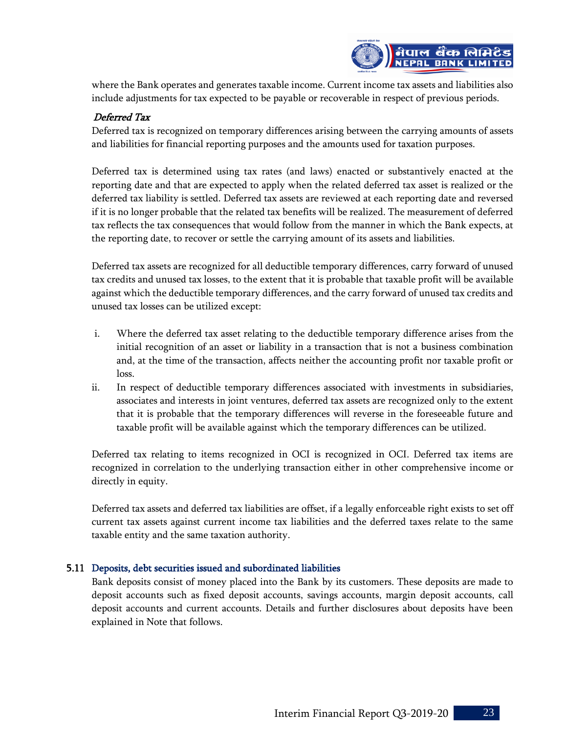where the Bank operates and generates taxable income. Current income tax assets and liabilities also include adjustments for tax expected to be payable or recoverable in respect of previous periods.

*Deferred Tax*

Deferred tax is recognized on temporary differences arising between the carrying amounts of assets and liabilities for financial reporting purposes and the amounts used for taxation purposes.

Deferred tax is determined using tax rates (and laws) enacted or substantively enacted at the reporting date and that are expected to apply when the related deferred tax asset is realized or the deferred tax liability is settled. Deferred tax assets are reviewed at each reporting date and reversed if it is no longer probable that the related tax benefits will be realized. The measurement of deferred tax reflects the tax consequences that would follow from the manner in which the Bank expects, at the reporting date, to recover or settle the carrying amount of its assets and liabilities.

Deferred tax assets are recognized for all deductible temporary differences, carry forward of unused tax credits and unused tax losses, to the extent that it is probable that taxable profit will be available against which the deductible temporary differences, and the carry forward of unused tax credits and unused tax losses can be utilized except:

i. Where the deferred tax asset relating to the deductible temporary difference arises from the initial recognition of an asset or liability in a transaction that is not a business combination and, at the time of the transaction, affects neither the accounting profit nor taxable profit or loss.
ii. In respect of deductible temporary differences associated with investments in subsidiaries, associates and interests in joint ventures, deferred tax assets are recognized only to the extent that it is probable that the temporary differences will reverse in the foreseeable future and taxable profit will be available against which the temporary differences can be utilized.

Deferred tax relating to items recognized in OCI is recognized in OCI. Deferred tax items are recognized in correlation to the underlying transaction either in other comprehensive income or directly in equity.

Deferred tax assets and deferred tax liabilities are offset, if a legally enforceable right exists to set off current tax assets against current income tax liabilities and the deferred taxes relate to the same taxable entity and the same taxation authority.

## 5.11 Deposits, debt securities issued and subordinated liabilities

Bank deposits consist of money placed into the Bank by its customers. These deposits are made to deposit accounts such as fixed deposit accounts, savings accounts, margin deposit accounts, call deposit accounts and current accounts. Details and further disclosures about deposits have been explained in Note that follows.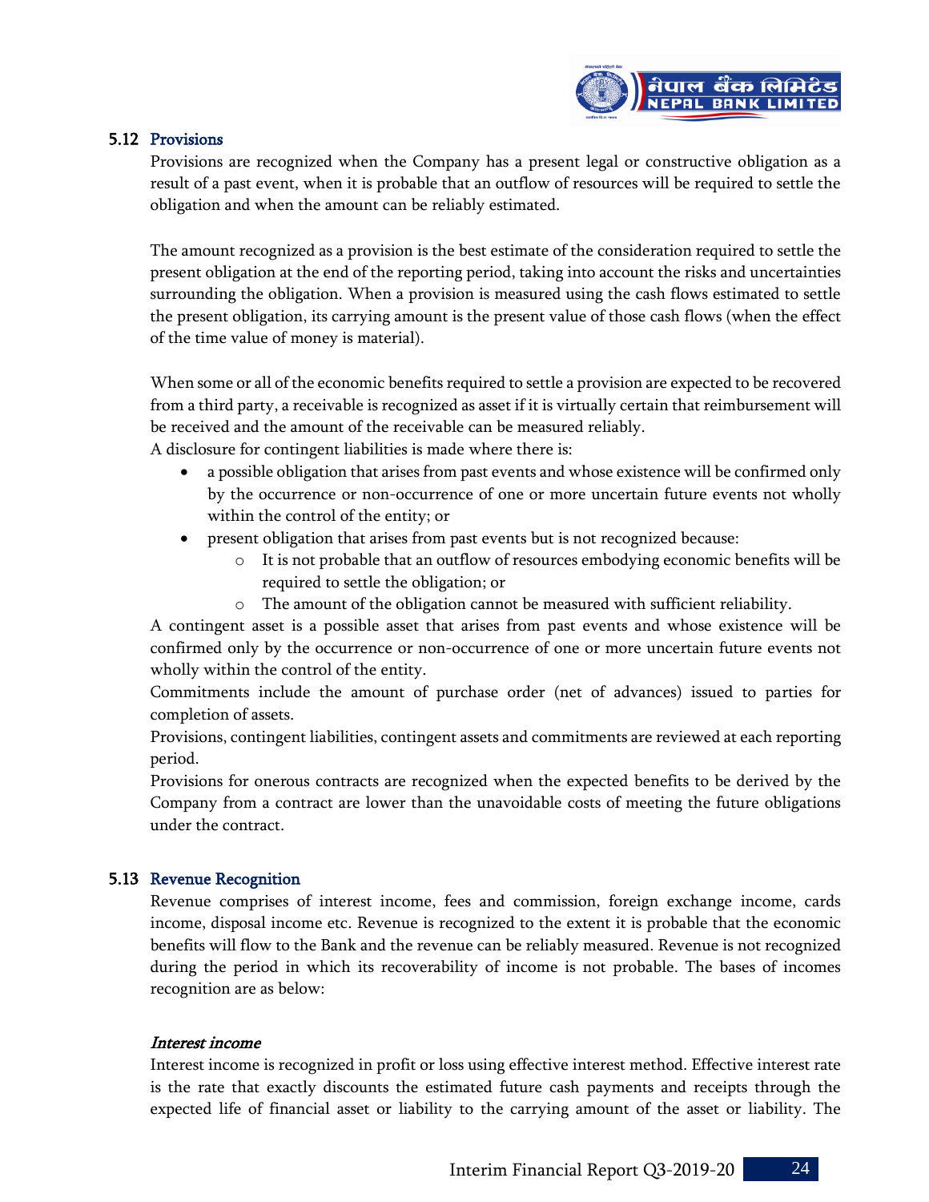### 5.12 Provisions

Provisions are recognized when the Company has a present legal or constructive obligation as a result of a past event, when it is probable that an outflow of resources will be required to settle the obligation and when the amount can be reliably estimated.

The amount recognized as a provision is the best estimate of the consideration required to settle the present obligation at the end of the reporting period, taking into account the risks and uncertainties surrounding the obligation. When a provision is measured using the cash flows estimated to settle the present obligation, its carrying amount is the present value of those cash flows (when the effect of the time value of money is material).

When some or all of the economic benefits required to settle a provision are expected to be recovered from a third party, a receivable is recognized as asset if it is virtually certain that reimbursement will be received and the amount of the receivable can be measured reliably.

A disclosure for contingent liabilities is made where there is:

- a possible obligation that arises from past events and whose existence will be confirmed only by the occurrence or non-occurrence of one or more uncertain future events not wholly within the control of the entity; or
- present obligation that arises from past events but is not recognized because:
    - It is not probable that an outflow of resources embodying economic benefits will be required to settle the obligation; or
    - The amount of the obligation cannot be measured with sufficient reliability.

A contingent asset is a possible asset that arises from past events and whose existence will be confirmed only by the occurrence or non-occurrence of one or more uncertain future events not wholly within the control of the entity.

Commitments include the amount of purchase order (net of advances) issued to parties for completion of assets.

Provisions, contingent liabilities, contingent assets and commitments are reviewed at each reporting period.

Provisions for onerous contracts are recognized when the expected benefits to be derived by the Company from a contract are lower than the unavoidable costs of meeting the future obligations under the contract.

### 5.13 Revenue Recognition

Revenue comprises of interest income, fees and commission, foreign exchange income, cards income, disposal income etc. Revenue is recognized to the extent it is probable that the economic benefits will flow to the Bank and the revenue can be reliably measured. Revenue is not recognized during the period in which its recoverability of income is not probable. The bases of incomes recognition are as below:

***Interest income***

Interest income is recognized in profit or loss using effective interest method. Effective interest rate is the rate that exactly discounts the estimated future cash payments and receipts through the expected life of financial asset or liability to the carrying amount of the asset or liability. The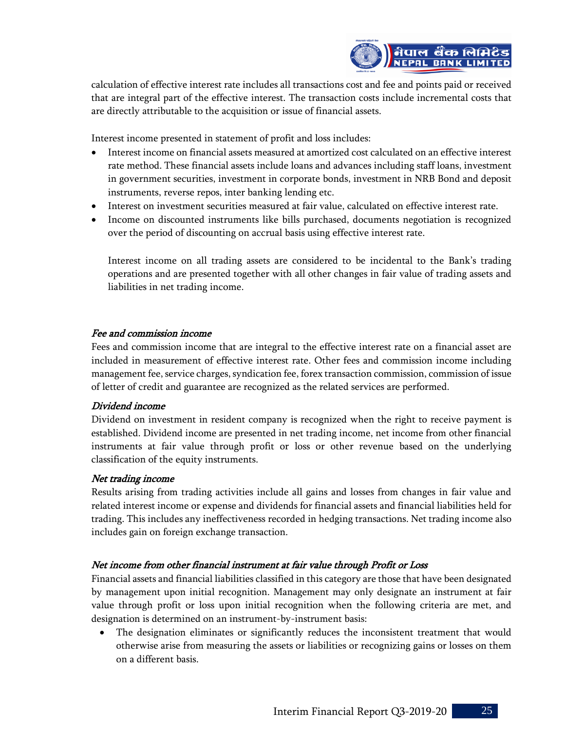calculation of effective interest rate includes all transactions cost and fee and points paid or received that are integral part of the effective interest. The transaction costs include incremental costs that are directly attributable to the acquisition or issue of financial assets.

Interest income presented in statement of profit and loss includes:

- Interest income on financial assets measured at amortized cost calculated on an effective interest rate method. These financial assets include loans and advances including staff loans, investment in government securities, investment in corporate bonds, investment in NRB Bond and deposit instruments, reverse repos, inter banking lending etc.
- Interest on investment securities measured at fair value, calculated on effective interest rate.
- Income on discounted instruments like bills purchased, documents negotiation is recognized over the period of discounting on accrual basis using effective interest rate.

  Interest income on all trading assets are considered to be incidental to the Bank's trading operations and are presented together with all other changes in fair value of trading assets and liabilities in net trading income.

*Fee and commission income*

Fees and commission income that are integral to the effective interest rate on a financial asset are included in measurement of effective interest rate. Other fees and commission income including management fee, service charges, syndication fee, forex transaction commission, commission of issue of letter of credit and guarantee are recognized as the related services are performed.

*Dividend income*

Dividend on investment in resident company is recognized when the right to receive payment is established. Dividend income are presented in net trading income, net income from other financial instruments at fair value through profit or loss or other revenue based on the underlying classification of the equity instruments.

*Net trading income*

Results arising from trading activities include all gains and losses from changes in fair value and related interest income or expense and dividends for financial assets and financial liabilities held for trading. This includes any ineffectiveness recorded in hedging transactions. Net trading income also includes gain on foreign exchange transaction.

*Net income from other financial instrument at fair value through Profit or Loss*

Financial assets and financial liabilities classified in this category are those that have been designated by management upon initial recognition. Management may only designate an instrument at fair value through profit or loss upon initial recognition when the following criteria are met, and designation is determined on an instrument-by-instrument basis:

- The designation eliminates or significantly reduces the inconsistent treatment that would otherwise arise from measuring the assets or liabilities or recognizing gains or losses on them on a different basis.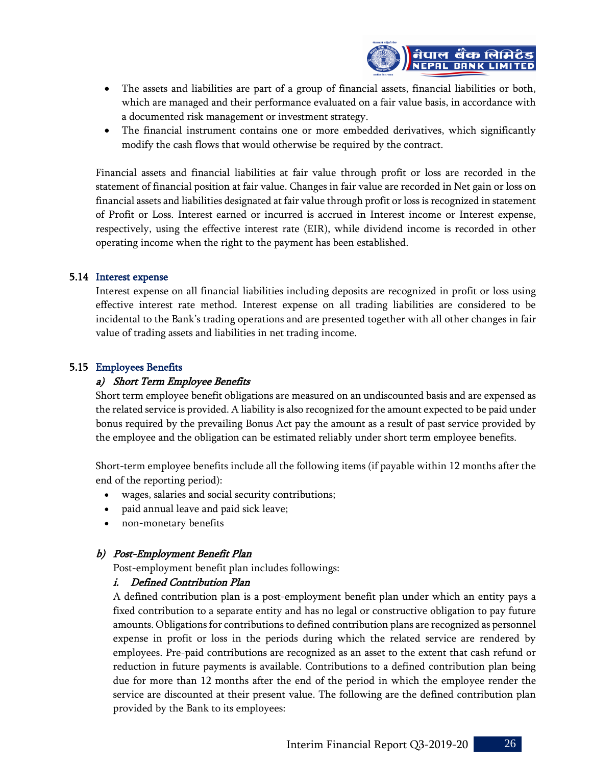- The assets and liabilities are part of a group of financial assets, financial liabilities or both, which are managed and their performance evaluated on a fair value basis, in accordance with a documented risk management or investment strategy.
- The financial instrument contains one or more embedded derivatives, which significantly modify the cash flows that would otherwise be required by the contract.

Financial assets and financial liabilities at fair value through profit or loss are recorded in the statement of financial position at fair value. Changes in fair value are recorded in Net gain or loss on financial assets and liabilities designated at fair value through profit or loss is recognized in statement of Profit or Loss. Interest earned or incurred is accrued in Interest income or Interest expense, respectively, using the effective interest rate (EIR), while dividend income is recorded in other operating income when the right to the payment has been established.

### 5.14 Interest expense

Interest expense on all financial liabilities including deposits are recognized in profit or loss using effective interest rate method. Interest expense on all trading liabilities are considered to be incidental to the Bank's trading operations and are presented together with all other changes in fair value of trading assets and liabilities in net trading income.

### 5.15 Employees Benefits

#### *a) Short Term Employee Benefits*

Short term employee benefit obligations are measured on an undiscounted basis and are expensed as the related service is provided. A liability is also recognized for the amount expected to be paid under bonus required by the prevailing Bonus Act pay the amount as a result of past service provided by the employee and the obligation can be estimated reliably under short term employee benefits.

Short-term employee benefits include all the following items (if payable within 12 months after the end of the reporting period):

- wages, salaries and social security contributions;
- paid annual leave and paid sick leave;
- non-monetary benefits

#### *b) Post-Employment Benefit Plan*

Post-employment benefit plan includes followings:

##### *i. Defined Contribution Plan*

A defined contribution plan is a post-employment benefit plan under which an entity pays a fixed contribution to a separate entity and has no legal or constructive obligation to pay future amounts. Obligations for contributions to defined contribution plans are recognized as personnel expense in profit or loss in the periods during which the related service are rendered by employees. Pre-paid contributions are recognized as an asset to the extent that cash refund or reduction in future payments is available. Contributions to a defined contribution plan being due for more than 12 months after the end of the period in which the employee render the service are discounted at their present value. The following are the defined contribution plan provided by the Bank to its employees: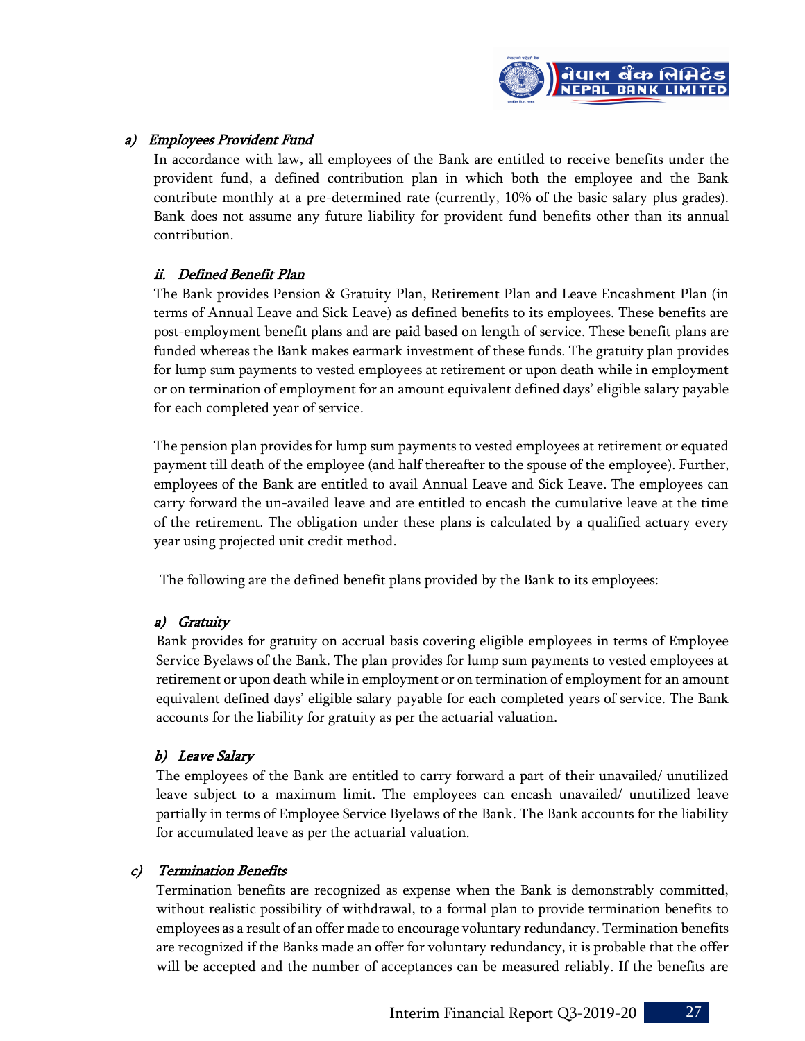### *a) Employees Provident Fund*

In accordance with law, all employees of the Bank are entitled to receive benefits under the provident fund, a defined contribution plan in which both the employee and the Bank contribute monthly at a pre-determined rate (currently, 10% of the basic salary plus grades). Bank does not assume any future liability for provident fund benefits other than its annual contribution.

### *ii. Defined Benefit Plan*

The Bank provides Pension & Gratuity Plan, Retirement Plan and Leave Encashment Plan (in terms of Annual Leave and Sick Leave) as defined benefits to its employees. These benefits are post-employment benefit plans and are paid based on length of service. These benefit plans are funded whereas the Bank makes earmark investment of these funds. The gratuity plan provides for lump sum payments to vested employees at retirement or upon death while in employment or on termination of employment for an amount equivalent defined days' eligible salary payable for each completed year of service.

The pension plan provides for lump sum payments to vested employees at retirement or equated payment till death of the employee (and half thereafter to the spouse of the employee). Further, employees of the Bank are entitled to avail Annual Leave and Sick Leave. The employees can carry forward the un-availed leave and are entitled to encash the cumulative leave at the time of the retirement. The obligation under these plans is calculated by a qualified actuary every year using projected unit credit method.

The following are the defined benefit plans provided by the Bank to its employees:

#### *a) Gratuity*

Bank provides for gratuity on accrual basis covering eligible employees in terms of Employee Service Byelaws of the Bank. The plan provides for lump sum payments to vested employees at retirement or upon death while in employment or on termination of employment for an amount equivalent defined days' eligible salary payable for each completed years of service. The Bank accounts for the liability for gratuity as per the actuarial valuation.

#### *b) Leave Salary*

The employees of the Bank are entitled to carry forward a part of their unavailed/ unutilized leave subject to a maximum limit. The employees can encash unavailed/ unutilized leave partially in terms of Employee Service Byelaws of the Bank. The Bank accounts for the liability for accumulated leave as per the actuarial valuation.

### *c) Termination Benefits*

Termination benefits are recognized as expense when the Bank is demonstrably committed, without realistic possibility of withdrawal, to a formal plan to provide termination benefits to employees as a result of an offer made to encourage voluntary redundancy. Termination benefits are recognized if the Banks made an offer for voluntary redundancy, it is probable that the offer will be accepted and the number of acceptances can be measured reliably. If the benefits are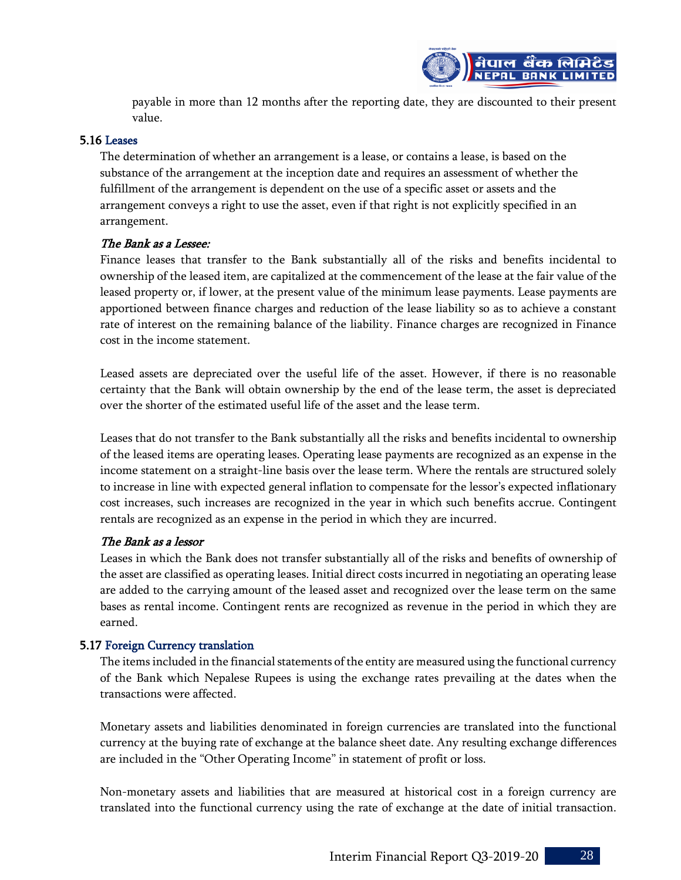payable in more than 12 months after the reporting date, they are discounted to their present value.

### 5.16 Leases

The determination of whether an arrangement is a lease, or contains a lease, is based on the substance of the arrangement at the inception date and requires an assessment of whether the fulfillment of the arrangement is dependent on the use of a specific asset or assets and the arrangement conveys a right to use the asset, even if that right is not explicitly specified in an arrangement.

*The Bank as a Lessee:*

Finance leases that transfer to the Bank substantially all of the risks and benefits incidental to ownership of the leased item, are capitalized at the commencement of the lease at the fair value of the leased property or, if lower, at the present value of the minimum lease payments. Lease payments are apportioned between finance charges and reduction of the lease liability so as to achieve a constant rate of interest on the remaining balance of the liability. Finance charges are recognized in Finance cost in the income statement.

Leased assets are depreciated over the useful life of the asset. However, if there is no reasonable certainty that the Bank will obtain ownership by the end of the lease term, the asset is depreciated over the shorter of the estimated useful life of the asset and the lease term.

Leases that do not transfer to the Bank substantially all the risks and benefits incidental to ownership of the leased items are operating leases. Operating lease payments are recognized as an expense in the income statement on a straight-line basis over the lease term. Where the rentals are structured solely to increase in line with expected general inflation to compensate for the lessor's expected inflationary cost increases, such increases are recognized in the year in which such benefits accrue. Contingent rentals are recognized as an expense in the period in which they are incurred.

*The Bank as a lessor*

Leases in which the Bank does not transfer substantially all of the risks and benefits of ownership of the asset are classified as operating leases. Initial direct costs incurred in negotiating an operating lease are added to the carrying amount of the leased asset and recognized over the lease term on the same bases as rental income. Contingent rents are recognized as revenue in the period in which they are earned.

### 5.17 Foreign Currency translation

The items included in the financial statements of the entity are measured using the functional currency of the Bank which Nepalese Rupees is using the exchange rates prevailing at the dates when the transactions were affected.

Monetary assets and liabilities denominated in foreign currencies are translated into the functional currency at the buying rate of exchange at the balance sheet date. Any resulting exchange differences are included in the "Other Operating Income" in statement of profit or loss.

Non-monetary assets and liabilities that are measured at historical cost in a foreign currency are translated into the functional currency using the rate of exchange at the date of initial transaction.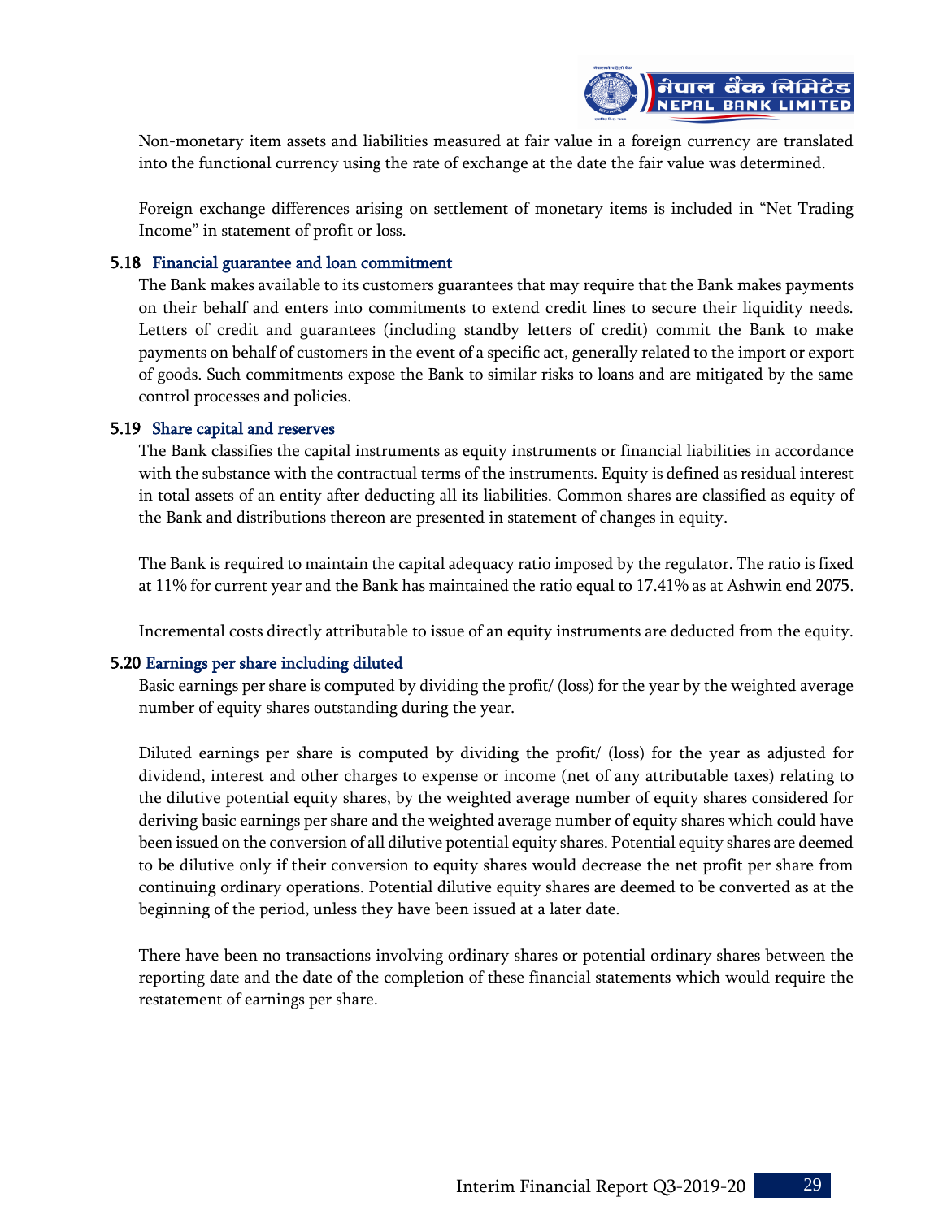Non-monetary item assets and liabilities measured at fair value in a foreign currency are translated into the functional currency using the rate of exchange at the date the fair value was determined.

Foreign exchange differences arising on settlement of monetary items is included in "Net Trading Income" in statement of profit or loss.

### 5.18 Financial guarantee and loan commitment

The Bank makes available to its customers guarantees that may require that the Bank makes payments on their behalf and enters into commitments to extend credit lines to secure their liquidity needs. Letters of credit and guarantees (including standby letters of credit) commit the Bank to make payments on behalf of customers in the event of a specific act, generally related to the import or export of goods. Such commitments expose the Bank to similar risks to loans and are mitigated by the same control processes and policies.

### 5.19 Share capital and reserves

The Bank classifies the capital instruments as equity instruments or financial liabilities in accordance with the substance with the contractual terms of the instruments. Equity is defined as residual interest in total assets of an entity after deducting all its liabilities. Common shares are classified as equity of the Bank and distributions thereon are presented in statement of changes in equity.

The Bank is required to maintain the capital adequacy ratio imposed by the regulator. The ratio is fixed at 11% for current year and the Bank has maintained the ratio equal to 17.41% as at Ashwin end 2075.

Incremental costs directly attributable to issue of an equity instruments are deducted from the equity.

### 5.20 Earnings per share including diluted

Basic earnings per share is computed by dividing the profit/ (loss) for the year by the weighted average number of equity shares outstanding during the year.

Diluted earnings per share is computed by dividing the profit/ (loss) for the year as adjusted for dividend, interest and other charges to expense or income (net of any attributable taxes) relating to the dilutive potential equity shares, by the weighted average number of equity shares considered for deriving basic earnings per share and the weighted average number of equity shares which could have been issued on the conversion of all dilutive potential equity shares. Potential equity shares are deemed to be dilutive only if their conversion to equity shares would decrease the net profit per share from continuing ordinary operations. Potential dilutive equity shares are deemed to be converted as at the beginning of the period, unless they have been issued at a later date.

There have been no transactions involving ordinary shares or potential ordinary shares between the reporting date and the date of the completion of these financial statements which would require the restatement of earnings per share.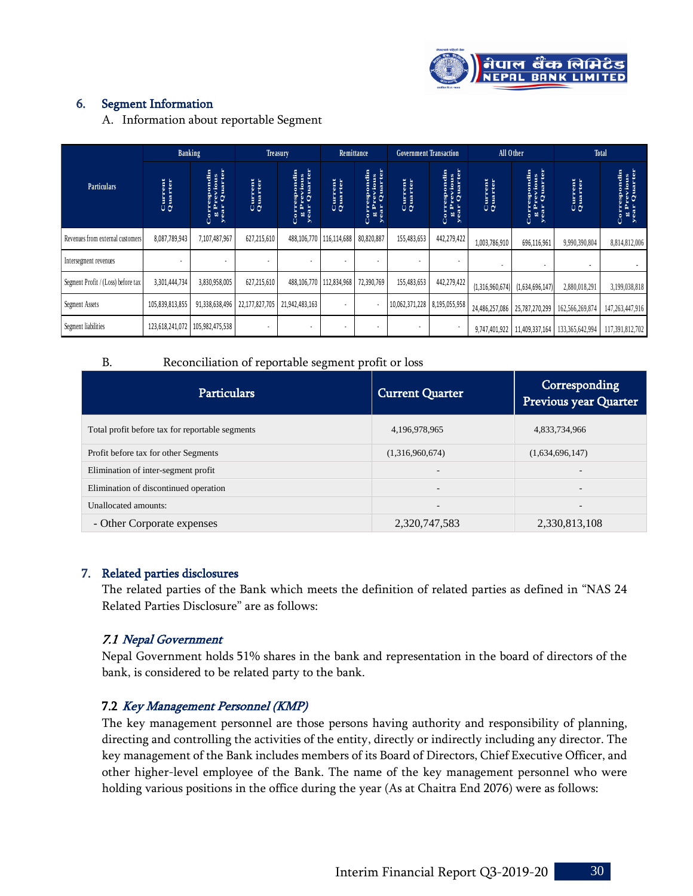## 6. Segment Information

A. Information about reportable Segment

| Particulars | Banking | | Treasury | | Remittance | | Government Transaction | | All Other | | Total | |
|---|---|---|---|---|---|---|---|---|---|---|---|---|
| | Current Quarter | Corresponding Previous year Quarter | Current Quarter | Corresponding Previous year Quarter | Current Quarter | Corresponding Previous year Quarter | Current Quarter | Corresponding Previous year Quarter | Current Quarter | Corresponding Previous year Quarter | Current Quarter | Corresponding Previous year Quarter |
| Revenues from external customers | 8,087,789,943 | 7,107,487,967 | 627,215,610 | 488,106,770 | 116,114,688 | 80,820,887 | 155,483,653 | 442,279,422 | 1,003,786,910 | 696,116,961 | 9,990,390,804 | 8,814,812,006 |
| Intersegment revenues | - | - | - | - | - | - | - | - | - | - | - | - |
| Segment Profit / (Loss) before tax | 3,301,444,734 | 3,830,958,005 | 627,215,610 | 488,106,770 | 112,834,968 | 72,390,769 | 155,483,653 | 442,279,422 | (1,316,960,674) | (1,634,696,147) | 2,880,018,291 | 3,199,038,818 |
| Segment Assets | 105,839,813,855 | 91,338,638,496 | 22,177,827,705 | 21,942,483,163 | - | - | 10,062,371,228 | 8,195,055,958 | 24,486,257,086 | 25,787,270,299 | 162,566,269,874 | 147,263,447,916 |
| Segment liabilities | 123,618,241,072 | 105,982,475,538 | - | - | - | - | - | - | 9,747,401,922 | 11,409,337,164 | 133,365,642,994 | 117,391,812,702 |

B. Reconciliation of reportable segment profit or loss

| Particulars | Current Quarter | Corresponding Previous year Quarter |
|---|---|---|
| Total profit before tax for reportable segments | 4,196,978,965 | 4,833,734,966 |
| Profit before tax for other Segments | (1,316,960,674) | (1,634,696,147) |
| Elimination of inter-segment profit | - | - |
| Elimination of discontinued operation | - | - |
| Unallocated amounts: | - | - |
| - Other Corporate expenses | 2,320,747,583 | 2,330,813,108 |

## 7. Related parties disclosures

The related parties of the Bank which meets the definition of related parties as defined in "NAS 24 Related Parties Disclosure" are as follows:

### *7.1 Nepal Government*

Nepal Government holds 51% shares in the bank and representation in the board of directors of the bank, is considered to be related party to the bank.

### 7.2 *Key Management Personnel (KMP)*

The key management personnel are those persons having authority and responsibility of planning, directing and controlling the activities of the entity, directly or indirectly including any director. The key management of the Bank includes members of its Board of Directors, Chief Executive Officer, and other higher-level employee of the Bank. The name of the key management personnel who were holding various positions in the office during the year (As at Chaitra End 2076) were as follows: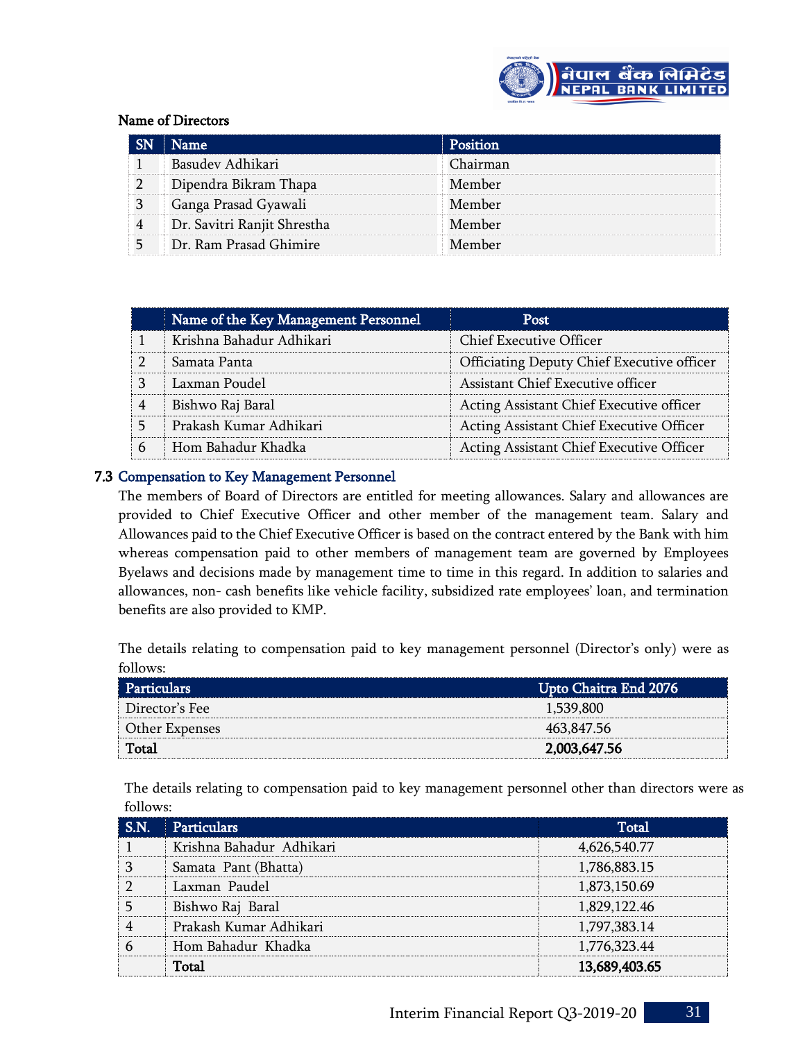Name of Directors

| SN | Name | Position |
|---|---|---|
| 1 | Basudev Adhikari | Chairman |
| 2 | Dipendra Bikram Thapa | Member |
| 3 | Ganga Prasad Gyawali | Member |
| 4 | Dr. Savitri Ranjit Shrestha | Member |
| 5 | Dr. Ram Prasad Ghimire | Member |

| | Name of the Key Management Personnel | Post |
|---|---|---|
| 1 | Krishna Bahadur Adhikari | Chief Executive Officer |
| 2 | Samata Panta | Officiating Deputy Chief Executive officer |
| 3 | Laxman Poudel | Assistant Chief Executive officer |
| 4 | Bishwo Raj Baral | Acting Assistant Chief Executive officer |
| 5 | Prakash Kumar Adhikari | Acting Assistant Chief Executive Officer |
| 6 | Hom Bahadur Khadka | Acting Assistant Chief Executive Officer |

### 7.3 Compensation to Key Management Personnel

The members of Board of Directors are entitled for meeting allowances. Salary and allowances are provided to Chief Executive Officer and other member of the management team. Salary and Allowances paid to the Chief Executive Officer is based on the contract entered by the Bank with him whereas compensation paid to other members of management team are governed by Employees Byelaws and decisions made by management time to time in this regard. In addition to salaries and allowances, non- cash benefits like vehicle facility, subsidized rate employees' loan, and termination benefits are also provided to KMP.

The details relating to compensation paid to key management personnel (Director's only) were as follows:

| Particulars | Upto Chaitra End 2076 |
|---|---|
| Director's Fee | 1,539,800 |
| Other Expenses | 463,847.56 |
| **Total** | **2,003,647.56** |

The details relating to compensation paid to key management personnel other than directors were as follows:

| S.N. | Particulars | Total |
|---|---|---|
| 1 | Krishna Bahadur Adhikari | 4,626,540.77 |
| 3 | Samata Pant (Bhatta) | 1,786,883.15 |
| 2 | Laxman Paudel | 1,873,150.69 |
| 5 | Bishwo Raj Baral | 1,829,122.46 |
| 4 | Prakash Kumar Adhikari | 1,797,383.14 |
| 6 | Hom Bahadur Khadka | 1,776,323.44 |
| | **Total** | **13,689,403.65** |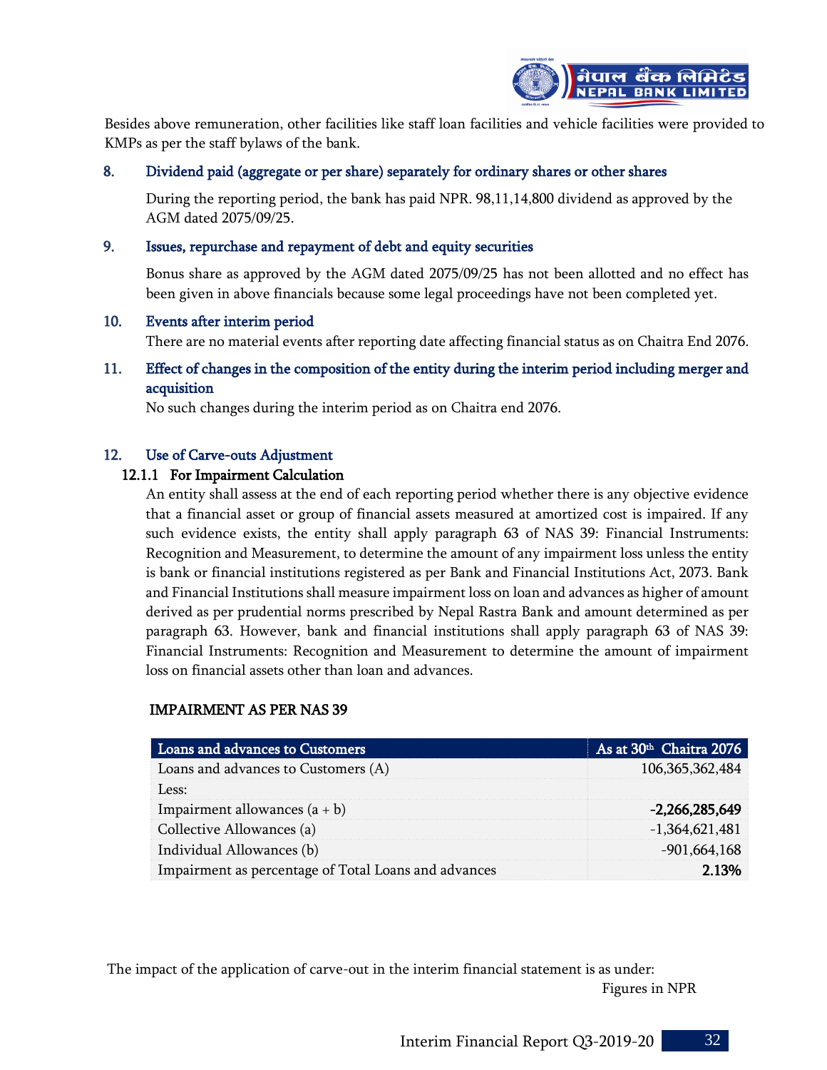Besides above remuneration, other facilities like staff loan facilities and vehicle facilities were provided to KMPs as per the staff bylaws of the bank.

## 8. Dividend paid (aggregate or per share) separately for ordinary shares or other shares

During the reporting period, the bank has paid NPR. 98,11,14,800 dividend as approved by the AGM dated 2075/09/25.

## 9. Issues, repurchase and repayment of debt and equity securities

Bonus share as approved by the AGM dated 2075/09/25 has not been allotted and no effect has been given in above financials because some legal proceedings have not been completed yet.

## 10. Events after interim period

There are no material events after reporting date affecting financial status as on Chaitra End 2076.

## 11. Effect of changes in the composition of the entity during the interim period including merger and acquisition

No such changes during the interim period as on Chaitra end 2076.

## 12. Use of Carve-outs Adjustment

### 12.1.1 For Impairment Calculation

An entity shall assess at the end of each reporting period whether there is any objective evidence that a financial asset or group of financial assets measured at amortized cost is impaired. If any such evidence exists, the entity shall apply paragraph 63 of NAS 39: Financial Instruments: Recognition and Measurement, to determine the amount of any impairment loss unless the entity is bank or financial institutions registered as per Bank and Financial Institutions Act, 2073. Bank and Financial Institutions shall measure impairment loss on loan and advances as higher of amount derived as per prudential norms prescribed by Nepal Rastra Bank and amount determined as per paragraph 63. However, bank and financial institutions shall apply paragraph 63 of NAS 39: Financial Instruments: Recognition and Measurement to determine the amount of impairment loss on financial assets other than loan and advances.

**IMPAIRMENT AS PER NAS 39**

| Loans and advances to Customers | As at 30th Chaitra 2076 |
|---|---|
| Loans and advances to Customers (A) | 106,365,362,484 |
| Less: | |
| Impairment allowances (a + b) | **-2,266,285,649** |
| Collective Allowances (a) | -1,364,621,481 |
| Individual Allowances (b) | -901,664,168 |
| Impairment as percentage of Total Loans and advances | **2.13%** |

The impact of the application of carve-out in the interim financial statement is as under:

Figures in NPR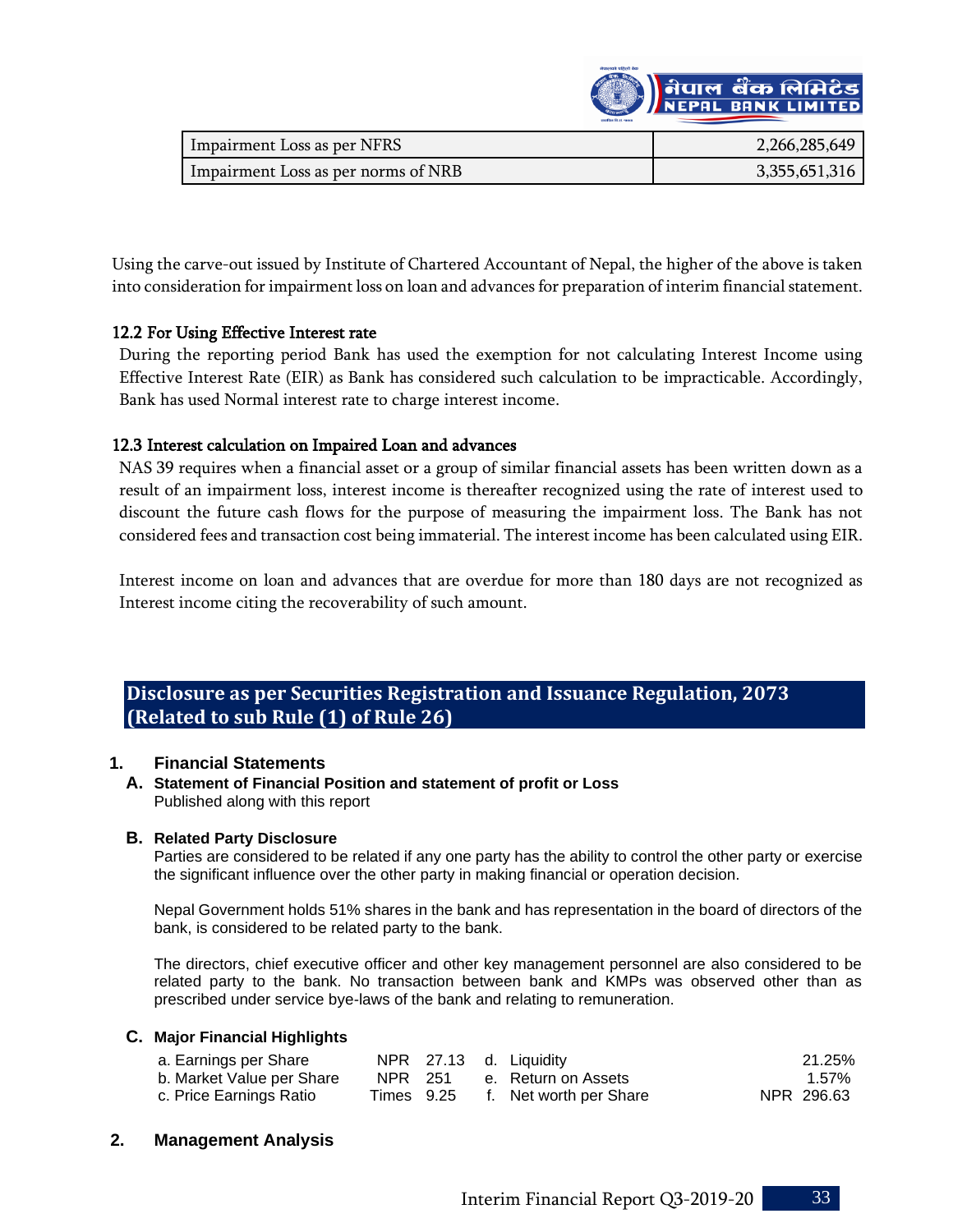| Impairment Loss as per NFRS | 2,266,285,649 |
|---|---|
| Impairment Loss as per norms of NRB | 3,355,651,316 |

Using the carve-out issued by Institute of Chartered Accountant of Nepal, the higher of the above is taken into consideration for impairment loss on loan and advances for preparation of interim financial statement.

### 12.2 For Using Effective Interest rate

During the reporting period Bank has used the exemption for not calculating Interest Income using Effective Interest Rate (EIR) as Bank has considered such calculation to be impracticable. Accordingly, Bank has used Normal interest rate to charge interest income.

### 12.3 Interest calculation on Impaired Loan and advances

NAS 39 requires when a financial asset or a group of similar financial assets has been written down as a result of an impairment loss, interest income is thereafter recognized using the rate of interest used to discount the future cash flows for the purpose of measuring the impairment loss. The Bank has not considered fees and transaction cost being immaterial. The interest income has been calculated using EIR.

Interest income on loan and advances that are overdue for more than 180 days are not recognized as Interest income citing the recoverability of such amount.

## Disclosure as per Securities Registration and Issuance Regulation, 2073 (Related to sub Rule (1) of Rule 26)

### 1. Financial Statements

**A. Statement of Financial Position and statement of profit or Loss**

Published along with this report

**B. Related Party Disclosure**

Parties are considered to be related if any one party has the ability to control the other party or exercise the significant influence over the other party in making financial or operation decision.

Nepal Government holds 51% shares in the bank and has representation in the board of directors of the bank, is considered to be related party to the bank.

The directors, chief executive officer and other key management personnel are also considered to be related party to the bank. No transaction between bank and KMPs was observed other than as prescribed under service bye-laws of the bank and relating to remuneration.

**C. Major Financial Highlights**

| | | | | |
|---|---|---|---|---|
| a. Earnings per Share | NPR 27.13 | | d. Liquidity | 21.25% |
| b. Market Value per Share | NPR 251 | | e. Return on Assets | 1.57% |
| c. Price Earnings Ratio | Times 9.25 | | f. Net worth per Share | NPR 296.63 |

### 2. Management Analysis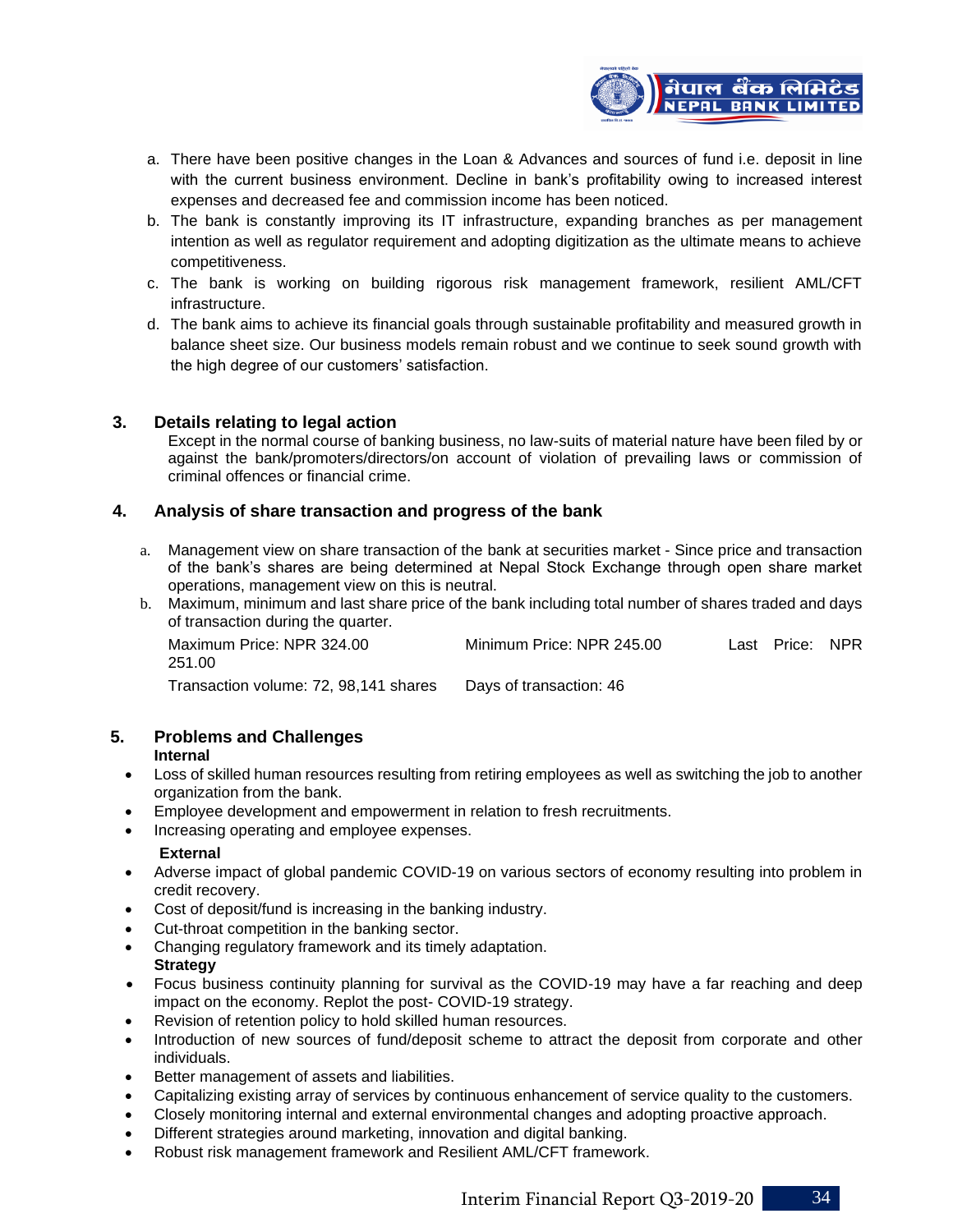a. There have been positive changes in the Loan & Advances and sources of fund i.e. deposit in line with the current business environment. Decline in bank's profitability owing to increased interest expenses and decreased fee and commission income has been noticed.
b. The bank is constantly improving its IT infrastructure, expanding branches as per management intention as well as regulator requirement and adopting digitization as the ultimate means to achieve competitiveness.
c. The bank is working on building rigorous risk management framework, resilient AML/CFT infrastructure.
d. The bank aims to achieve its financial goals through sustainable profitability and measured growth in balance sheet size. Our business models remain robust and we continue to seek sound growth with the high degree of our customers' satisfaction.

## 3. Details relating to legal action

Except in the normal course of banking business, no law-suits of material nature have been filed by or against the bank/promoters/directors/on account of violation of prevailing laws or commission of criminal offences or financial crime.

## 4. Analysis of share transaction and progress of the bank

a. Management view on share transaction of the bank at securities market - Since price and transaction of the bank's shares are being determined at Nepal Stock Exchange through open share market operations, management view on this is neutral.
b. Maximum, minimum and last share price of the bank including total number of shares traded and days of transaction during the quarter.

Maximum Price: NPR 324.00 Minimum Price: NPR 245.00 Last Price: NPR 251.00

Transaction volume: 72, 98,141 shares Days of transaction: 46

## 5. Problems and Challenges

**Internal**

- Loss of skilled human resources resulting from retiring employees as well as switching the job to another organization from the bank.
- Employee development and empowerment in relation to fresh recruitments.
- Increasing operating and employee expenses.

**External**

- Adverse impact of global pandemic COVID-19 on various sectors of economy resulting into problem in credit recovery.
- Cost of deposit/fund is increasing in the banking industry.
- Cut-throat competition in the banking sector.
- Changing regulatory framework and its timely adaptation.

**Strategy**

- Focus business continuity planning for survival as the COVID-19 may have a far reaching and deep impact on the economy. Replot the post- COVID-19 strategy.
- Revision of retention policy to hold skilled human resources.
- Introduction of new sources of fund/deposit scheme to attract the deposit from corporate and other individuals.
- Better management of assets and liabilities.
- Capitalizing existing array of services by continuous enhancement of service quality to the customers.
- Closely monitoring internal and external environmental changes and adopting proactive approach.
- Different strategies around marketing, innovation and digital banking.
- Robust risk management framework and Resilient AML/CFT framework.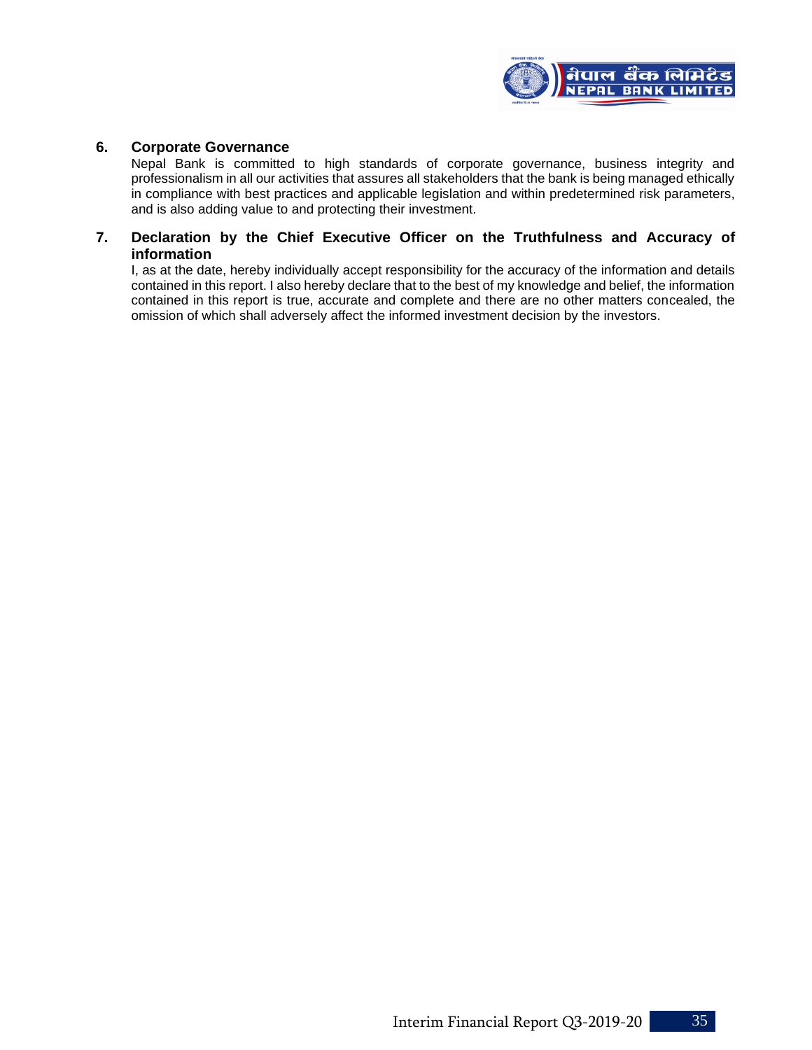## 6. Corporate Governance

Nepal Bank is committed to high standards of corporate governance, business integrity and professionalism in all our activities that assures all stakeholders that the bank is being managed ethically in compliance with best practices and applicable legislation and within predetermined risk parameters, and is also adding value to and protecting their investment.

## 7. Declaration by the Chief Executive Officer on the Truthfulness and Accuracy of information

I, as at the date, hereby individually accept responsibility for the accuracy of the information and details contained in this report. I also hereby declare that to the best of my knowledge and belief, the information contained in this report is true, accurate and complete and there are no other matters concealed, the omission of which shall adversely affect the informed investment decision by the investors.